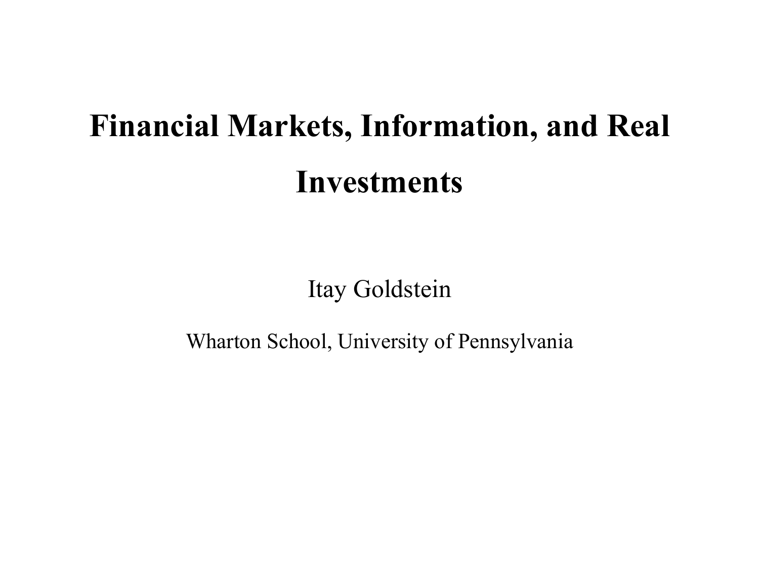# Financial Markets, Information, and Real Investments

Itay Goldstein

Wharton School, University of Pennsylvania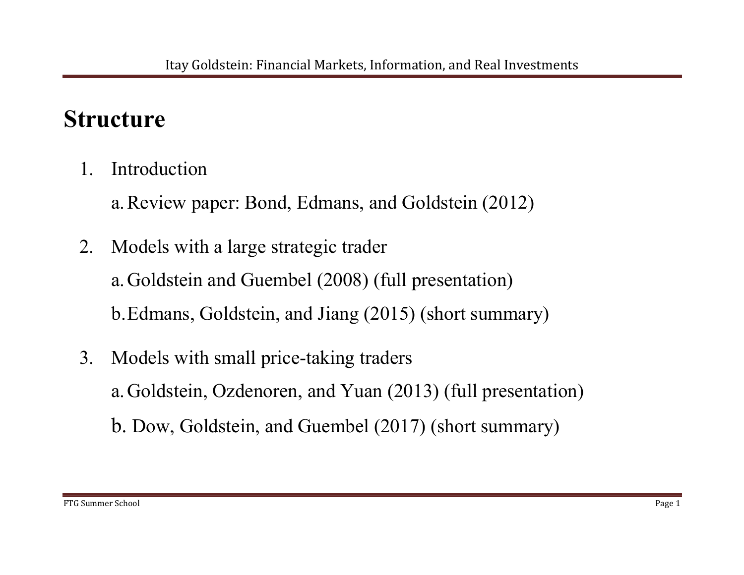# Structure

1. Introduction
   a. Review paper: Bond, Edmans, and Goldstein (2012)

2. Models with a large strategic trader
   a. Goldstein and Guembel (2008) (full presentation)
   b. Edmans, Goldstein, and Jiang (2015) (short summary)

3. Models with small price-taking traders
   a. Goldstein, Ozdenoren, and Yuan (2013) (full presentation)
   b. Dow, Goldstein, and Guembel (2017) (short summary)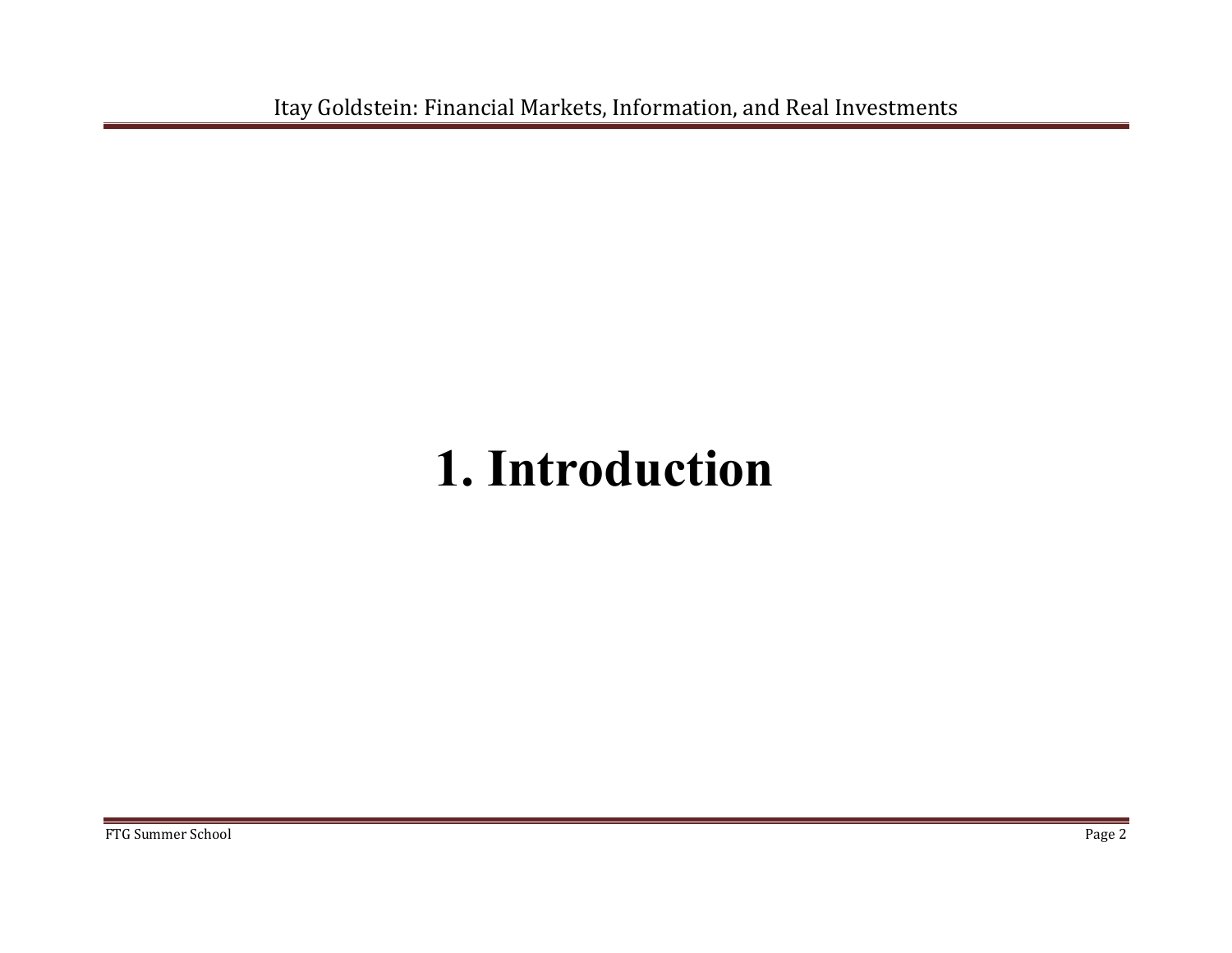# 1. Introduction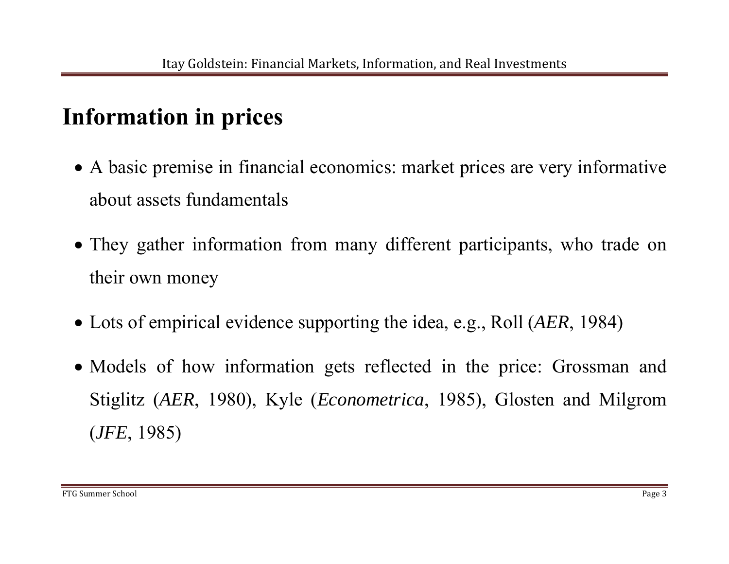# Information in prices

- A basic premise in financial economics: market prices are very informative about assets fundamentals

- They gather information from many different participants, who trade on their own money

- Lots of empirical evidence supporting the idea, e.g., Roll (*AER*, 1984)

- Models of how information gets reflected in the price: Grossman and Stiglitz (*AER*, 1980), Kyle (*Econometrica*, 1985), Glosten and Milgrom (*JFE*, 1985)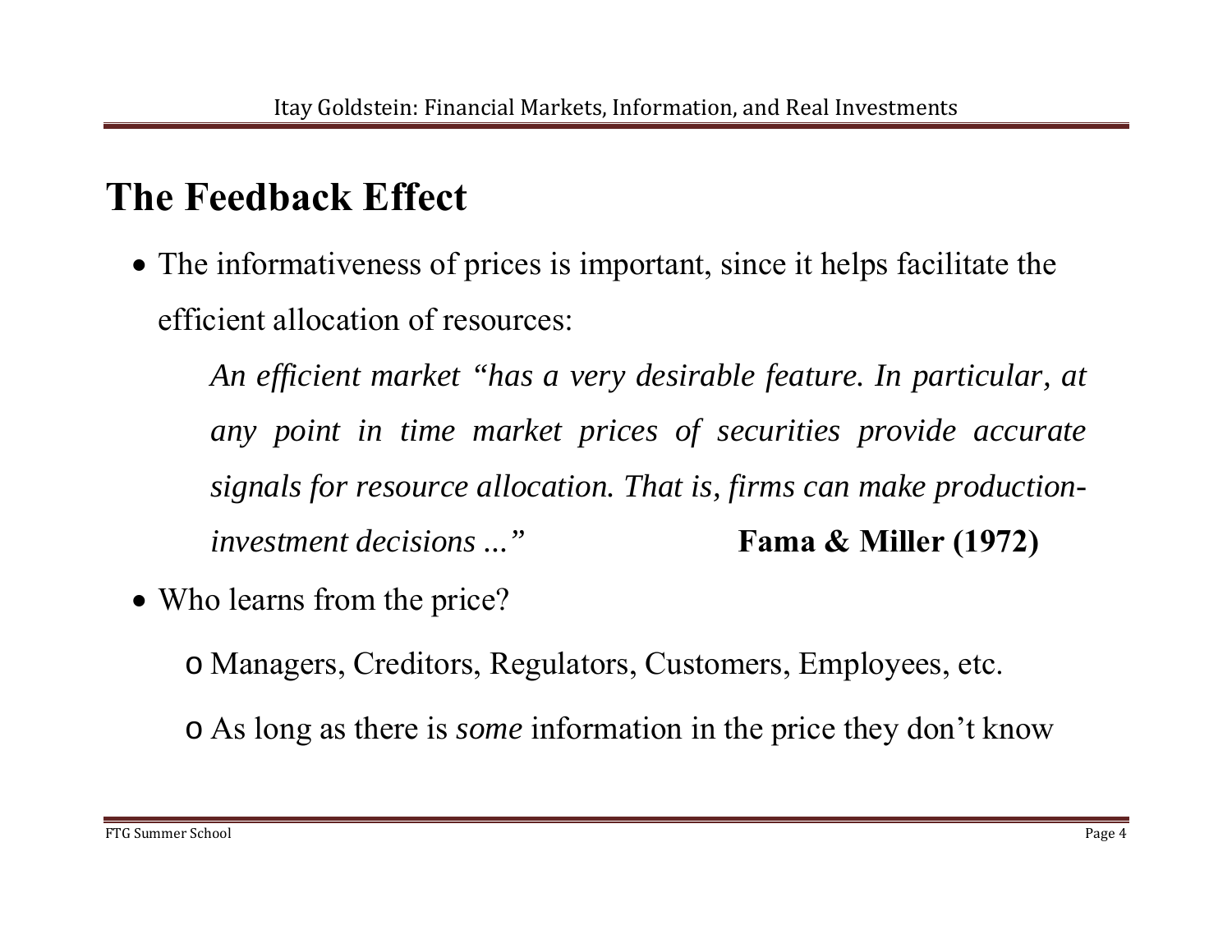## The Feedback Effect

- The informativeness of prices is important, since it helps facilitate the efficient allocation of resources:

  > *An efficient market "has a very desirable feature. In particular, at any point in time market prices of securities provide accurate signals for resource allocation. That is, firms can make production-investment decisions ..."* **Fama & Miller (1972)**

- Who learns from the price?
  - Managers, Creditors, Regulators, Customers, Employees, etc.
  - As long as there is *some* information in the price they don't know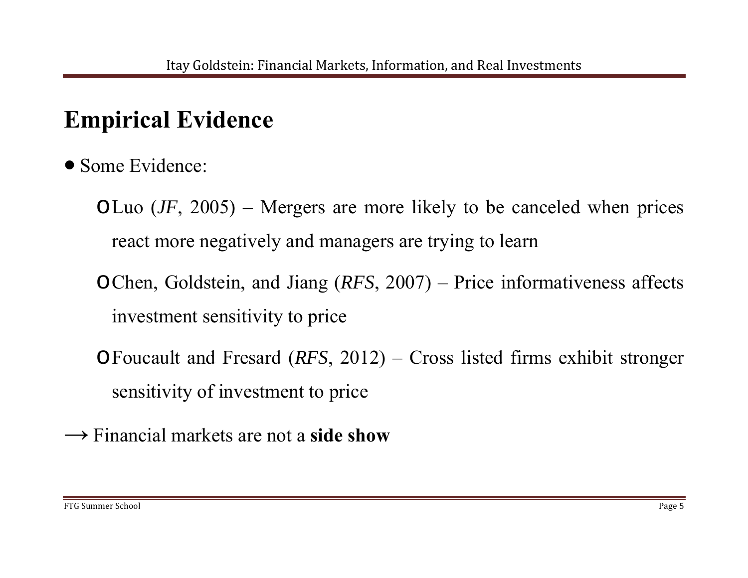# Empirical Evidence

- Some Evidence:
  - Luo (*JF*, 2005) – Mergers are more likely to be canceled when prices react more negatively and managers are trying to learn
  - Chen, Goldstein, and Jiang (*RFS*, 2007) – Price informativeness affects investment sensitivity to price
  - Foucault and Fresard (*RFS*, 2012) – Cross listed firms exhibit stronger sensitivity of investment to price

⟶ Financial markets are not a **side show**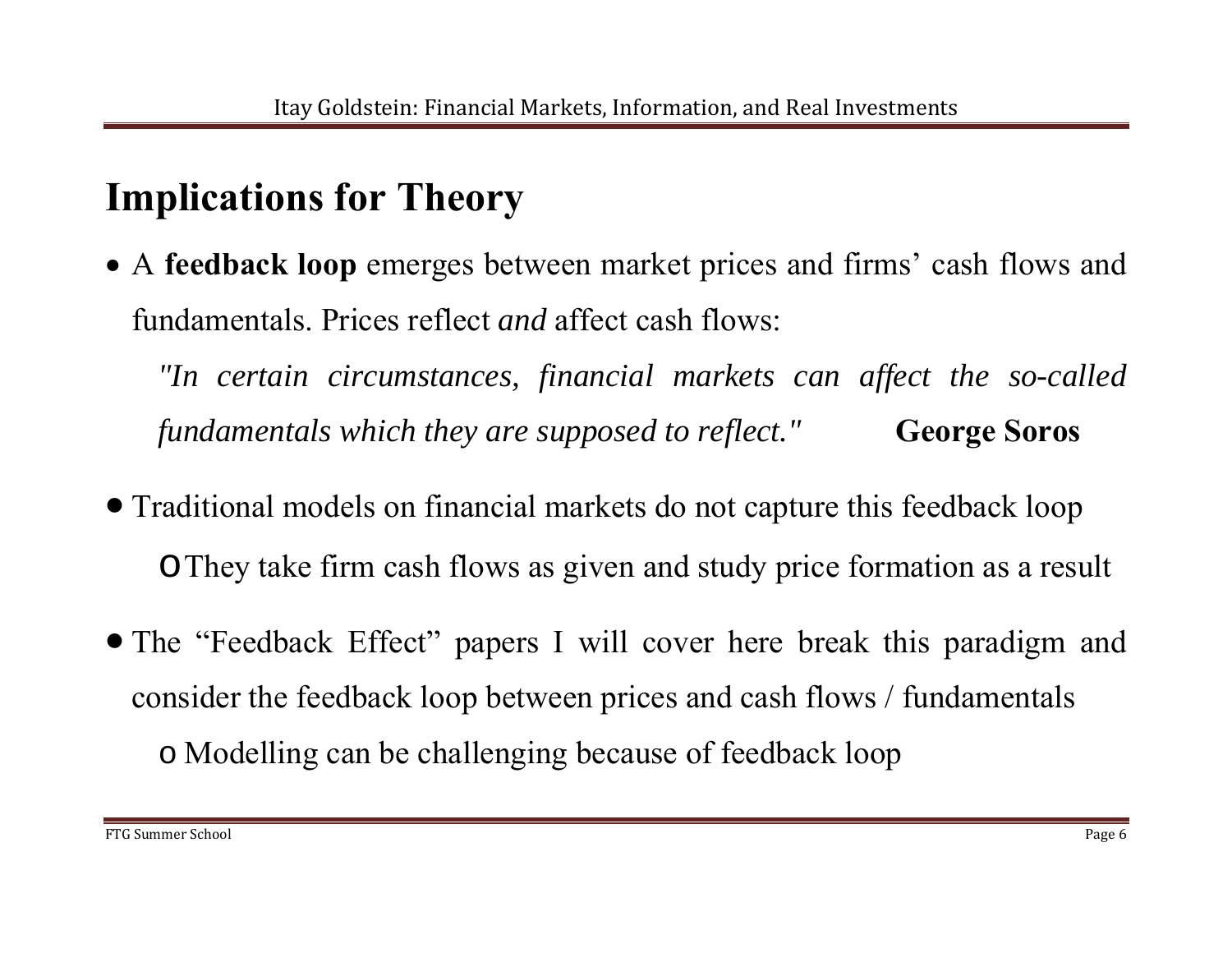# Implications for Theory

- A **feedback loop** emerges between market prices and firms' cash flows and fundamentals. Prices reflect *and* affect cash flows:

  *"In certain circumstances, financial markets can affect the so-called fundamentals which they are supposed to reflect."* **George Soros**

- Traditional models on financial markets do not capture this feedback loop
  - They take firm cash flows as given and study price formation as a result

- The "Feedback Effect" papers I will cover here break this paradigm and consider the feedback loop between prices and cash flows / fundamentals
  - Modelling can be challenging because of feedback loop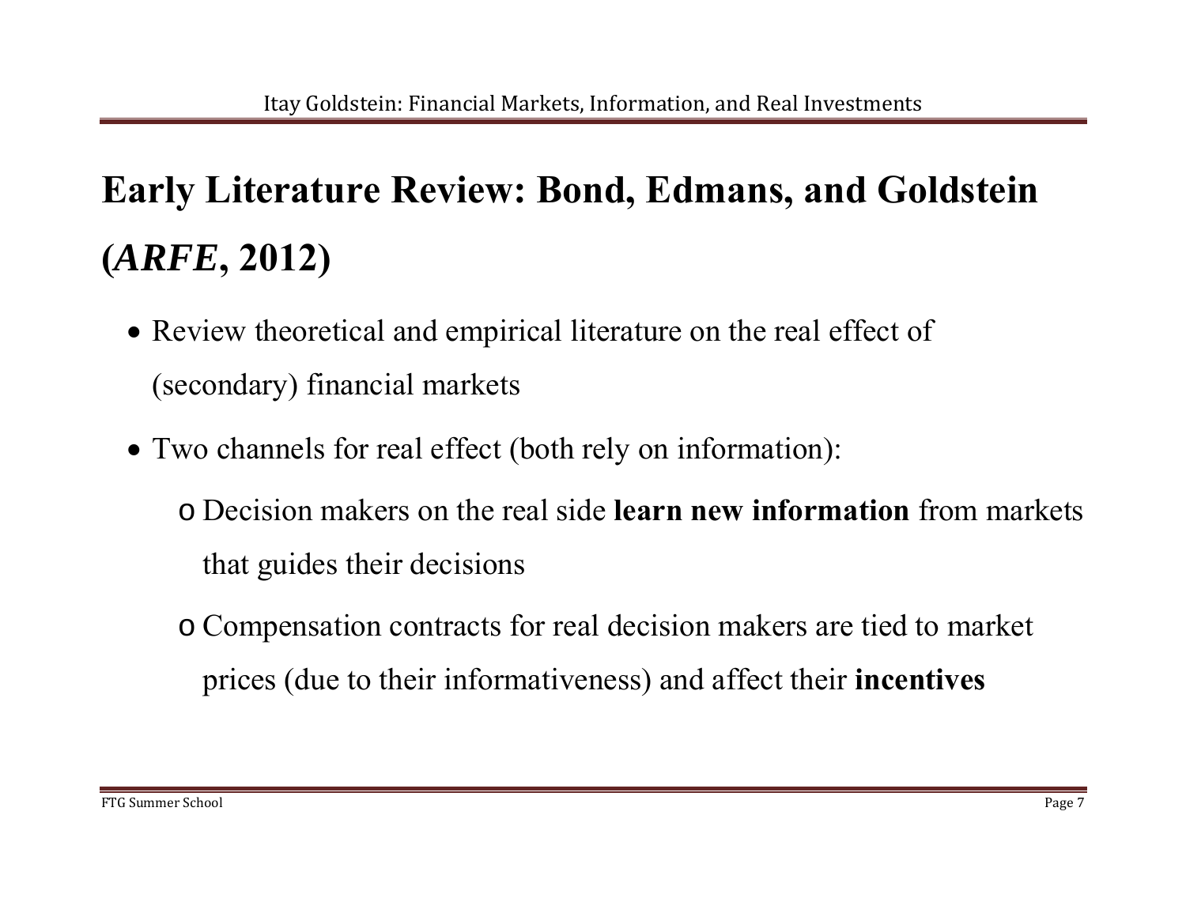# Early Literature Review: Bond, Edmans, and Goldstein (*ARFE*, 2012)

- Review theoretical and empirical literature on the real effect of (secondary) financial markets
- Two channels for real effect (both rely on information):
  - Decision makers on the real side **learn new information** from markets that guides their decisions
  - Compensation contracts for real decision makers are tied to market prices (due to their informativeness) and affect their **incentives**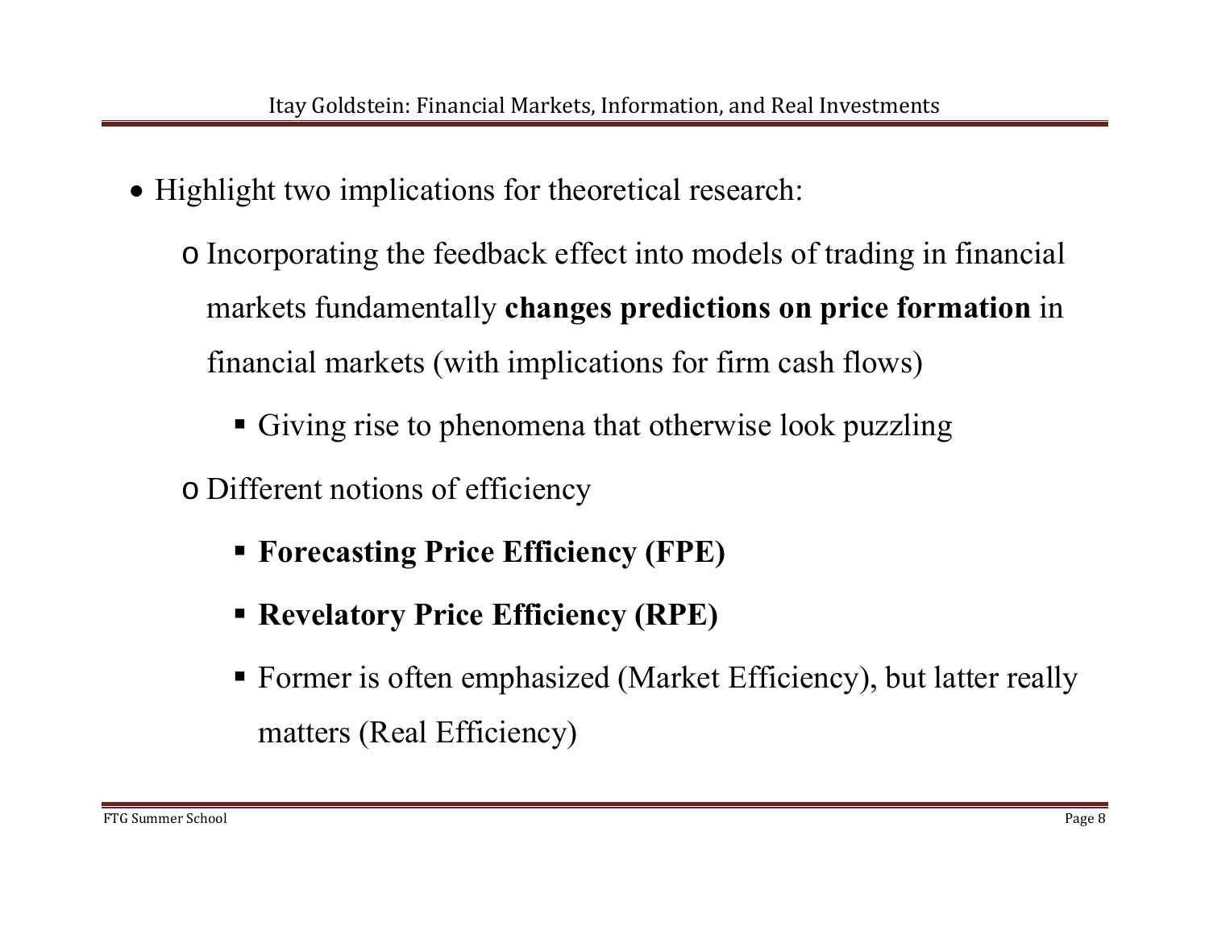- Highlight two implications for theoretical research:
  - Incorporating the feedback effect into models of trading in financial markets fundamentally **changes predictions on price formation** in financial markets (with implications for firm cash flows)
    - Giving rise to phenomena that otherwise look puzzling
  - Different notions of efficiency
    - **Forecasting Price Efficiency (FPE)**
    - **Revelatory Price Efficiency (RPE)**
    - Former is often emphasized (Market Efficiency), but latter really matters (Real Efficiency)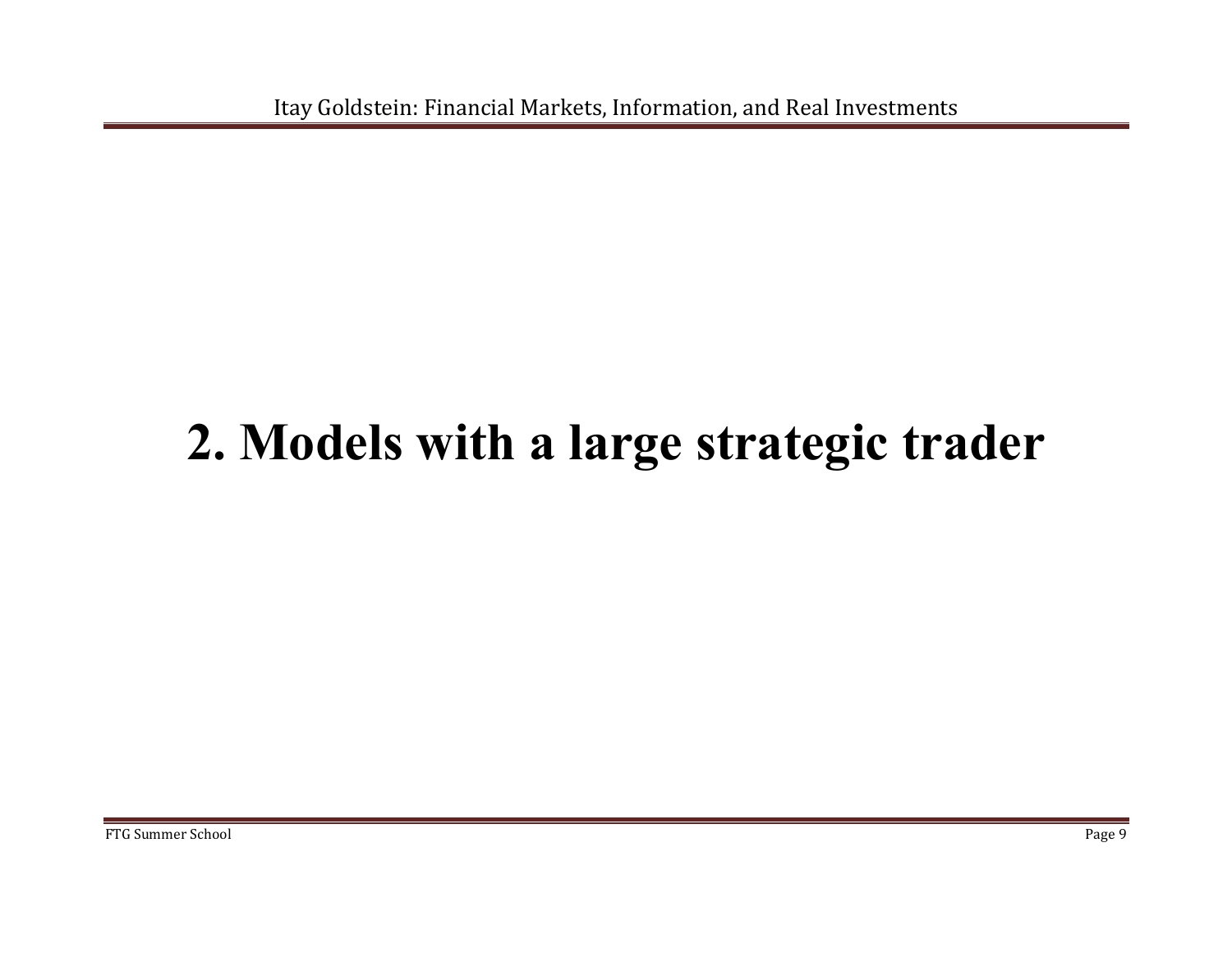# 2. Models with a large strategic trader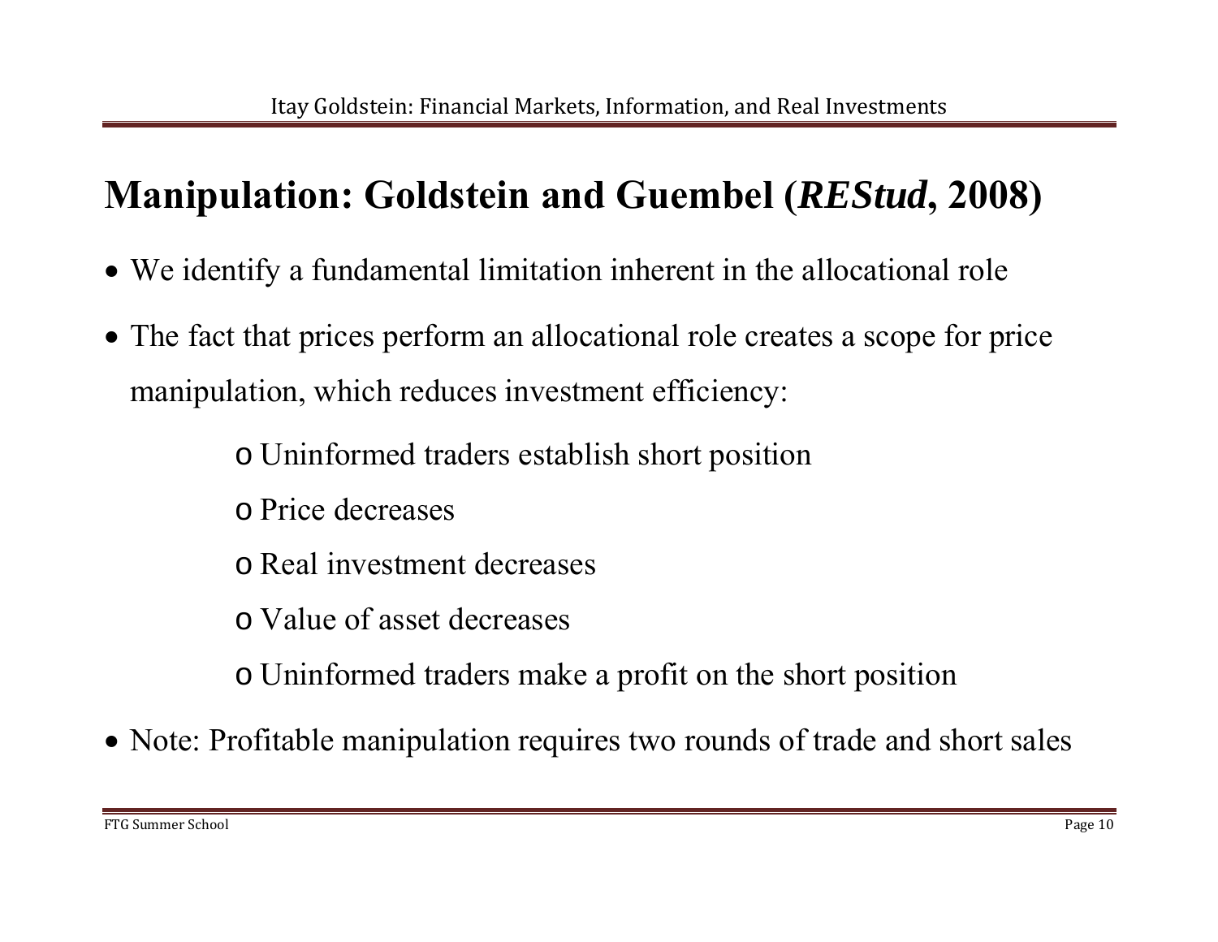# Manipulation: Goldstein and Guembel (*REStud*, 2008)

- We identify a fundamental limitation inherent in the allocational role
- The fact that prices perform an allocational role creates a scope for price manipulation, which reduces investment efficiency:
  - Uninformed traders establish short position
  - Price decreases
  - Real investment decreases
  - Value of asset decreases
  - Uninformed traders make a profit on the short position
- Note: Profitable manipulation requires two rounds of trade and short sales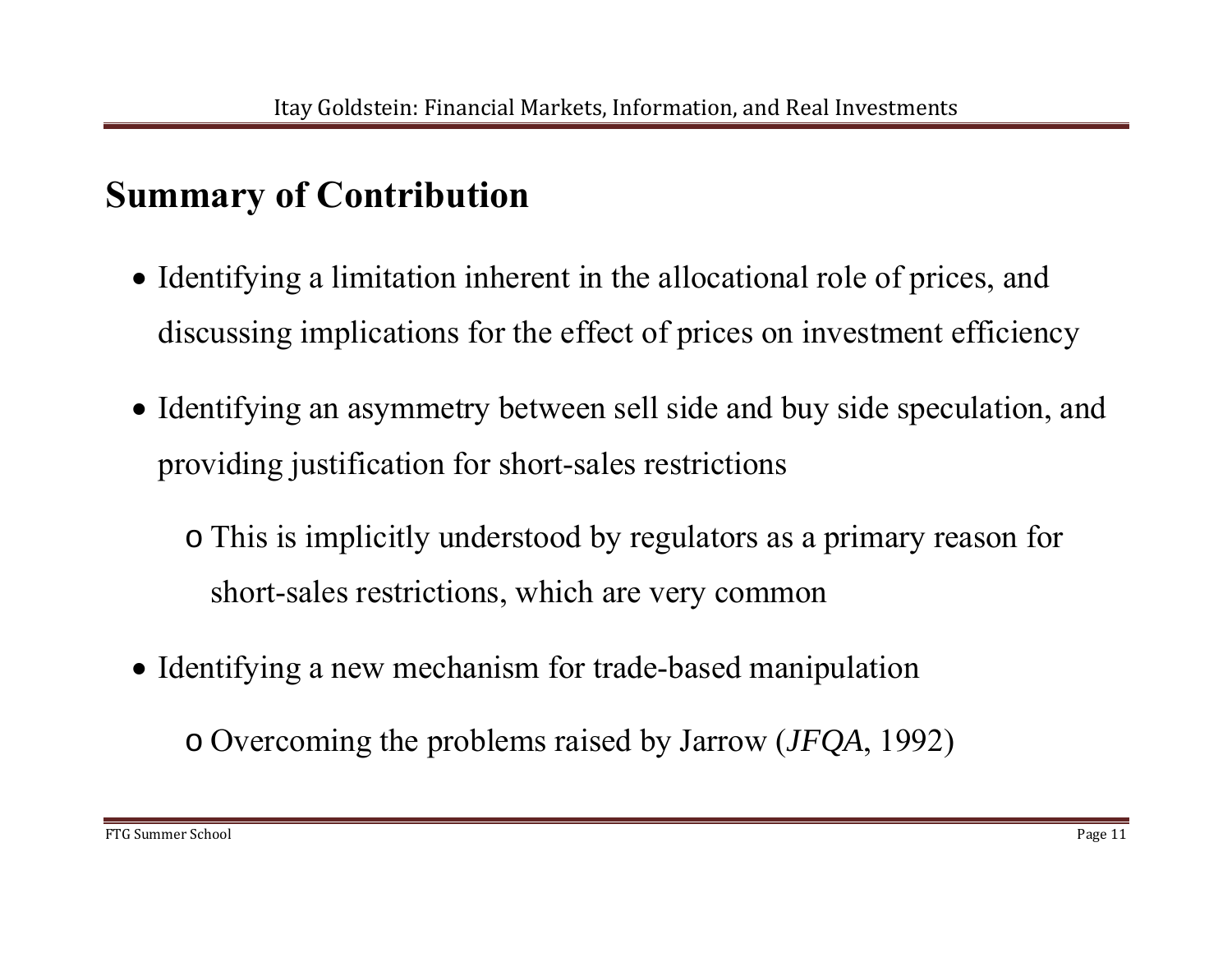## Summary of Contribution

- Identifying a limitation inherent in the allocational role of prices, and discussing implications for the effect of prices on investment efficiency
- Identifying an asymmetry between sell side and buy side speculation, and providing justification for short-sales restrictions
  - This is implicitly understood by regulators as a primary reason for short-sales restrictions, which are very common
- Identifying a new mechanism for trade-based manipulation
  - Overcoming the problems raised by Jarrow (*JFQA*, 1992)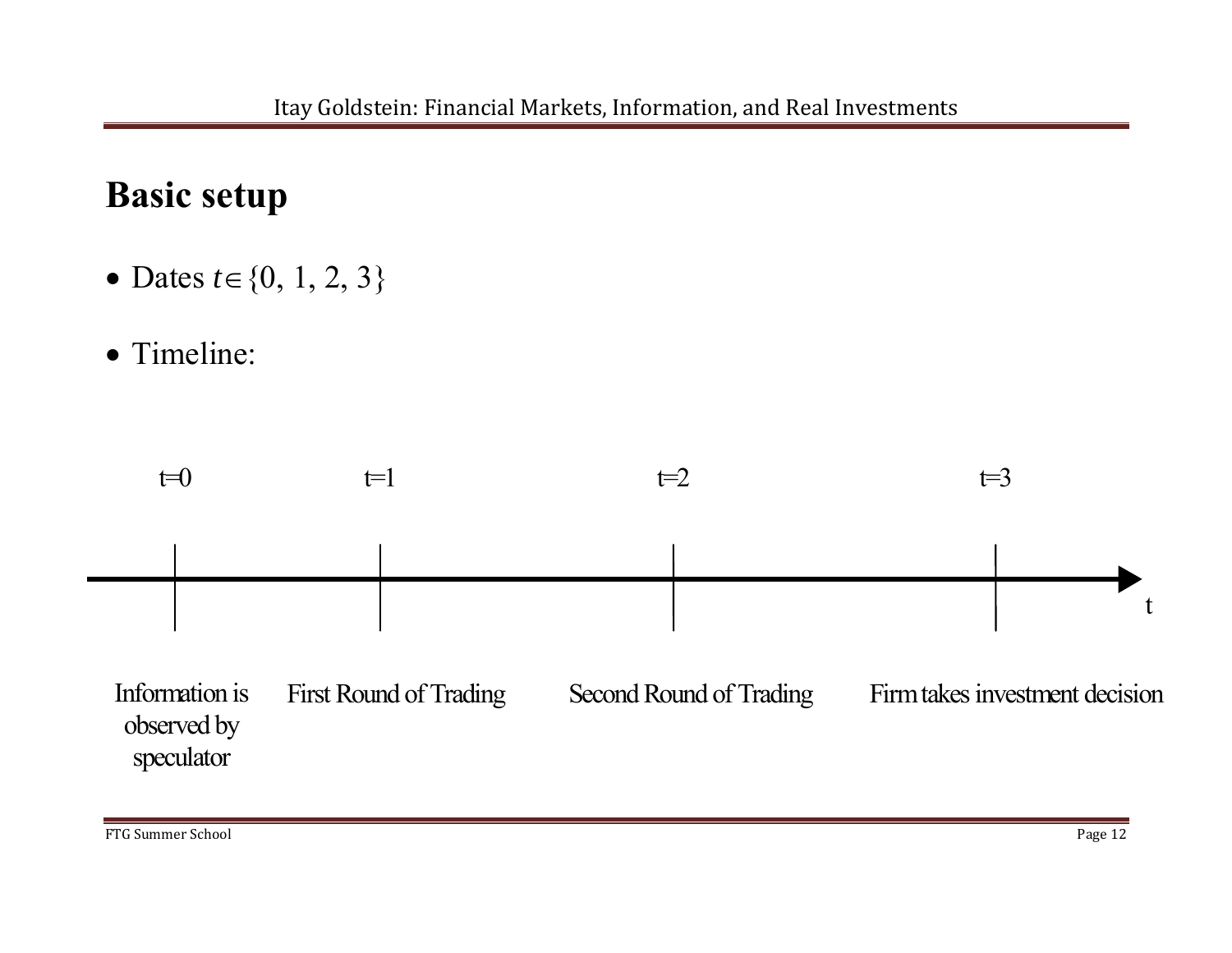## Basic setup

- Dates $t \in \{0, 1, 2, 3\}$
- Timeline:

| t=0 | t=1 | t=2 | t=3 |
|---|---|---|---|
| Information is observed by speculator | First Round of Trading | Second Round of Trading | Firm takes investment decision |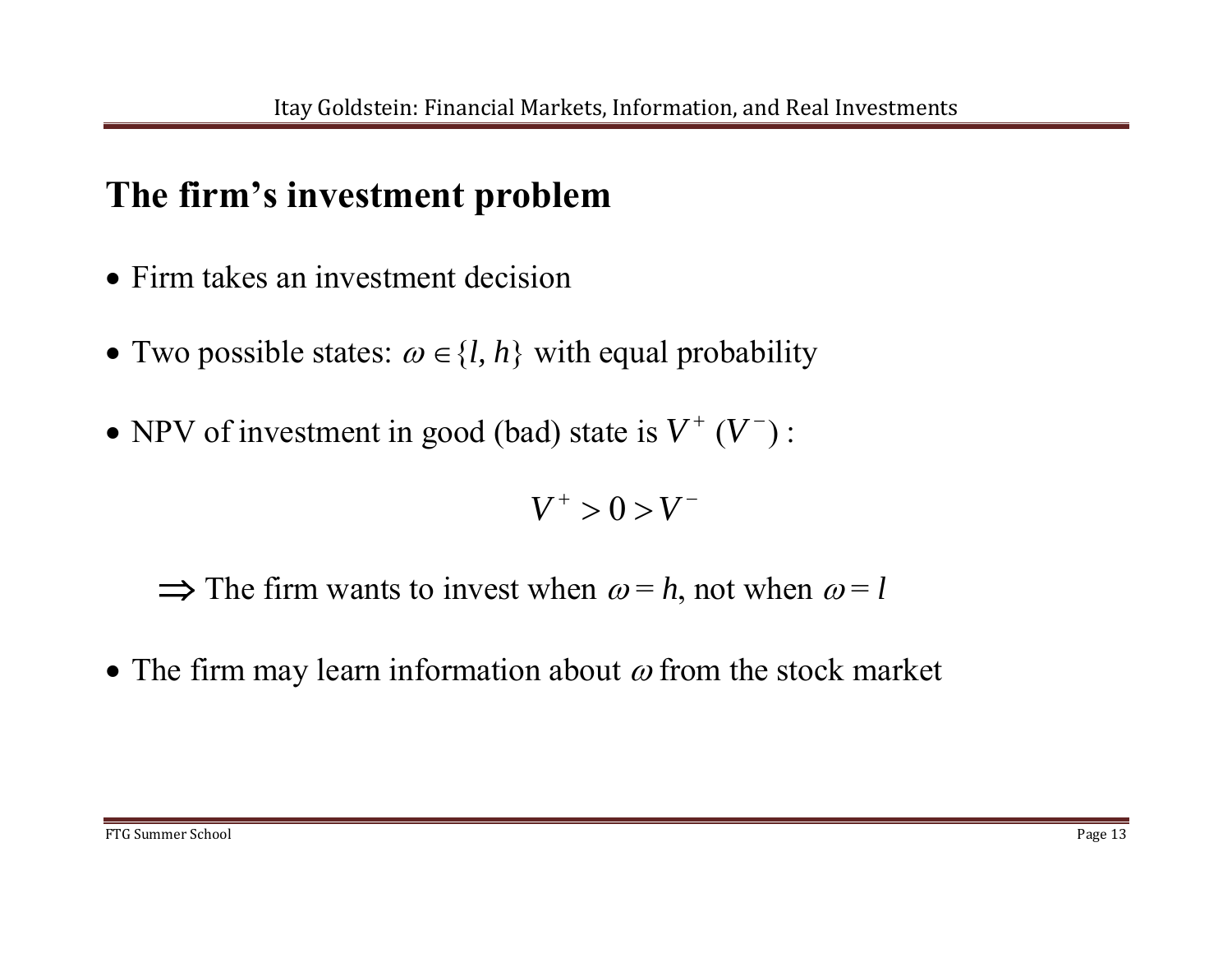# The firm's investment problem

- Firm takes an investment decision
- Two possible states: $\omega \in \{l, h\}$ with equal probability
- NPV of investment in good (bad) state is $V^+$ ($V^-$) :

$$V^+ > 0 > V^-$$

$\Longrightarrow$ The firm wants to invest when $\omega = h$, not when $\omega = l$

- The firm may learn information about $\omega$ from the stock market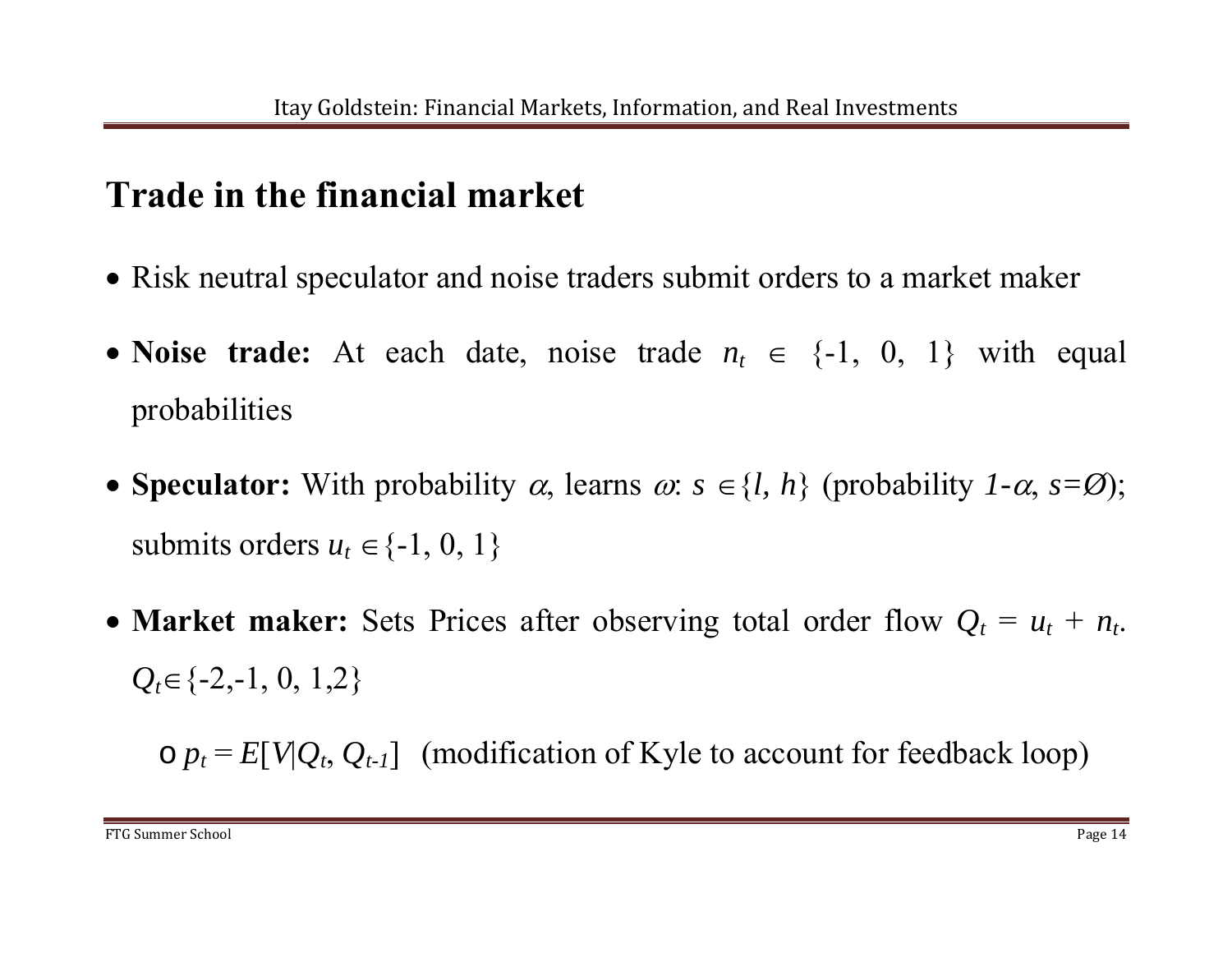# Trade in the financial market

- Risk neutral speculator and noise traders submit orders to a market maker
- **Noise trade:** At each date, noise trade $n_t \in \{-1, 0, 1\}$ with equal probabilities
- **Speculator:** With probability $\alpha$, learns $\omega$: $s \in \{l, h\}$ (probability $1-\alpha$, $s=\varnothing$); submits orders $u_t \in \{-1, 0, 1\}$
- **Market maker:** Sets Prices after observing total order flow $Q_t = u_t + n_t$. $Q_t \in \{-2,-1, 0, 1,2\}$
  - $p_t = E[V|Q_t, Q_{t-1}]$ (modification of Kyle to account for feedback loop)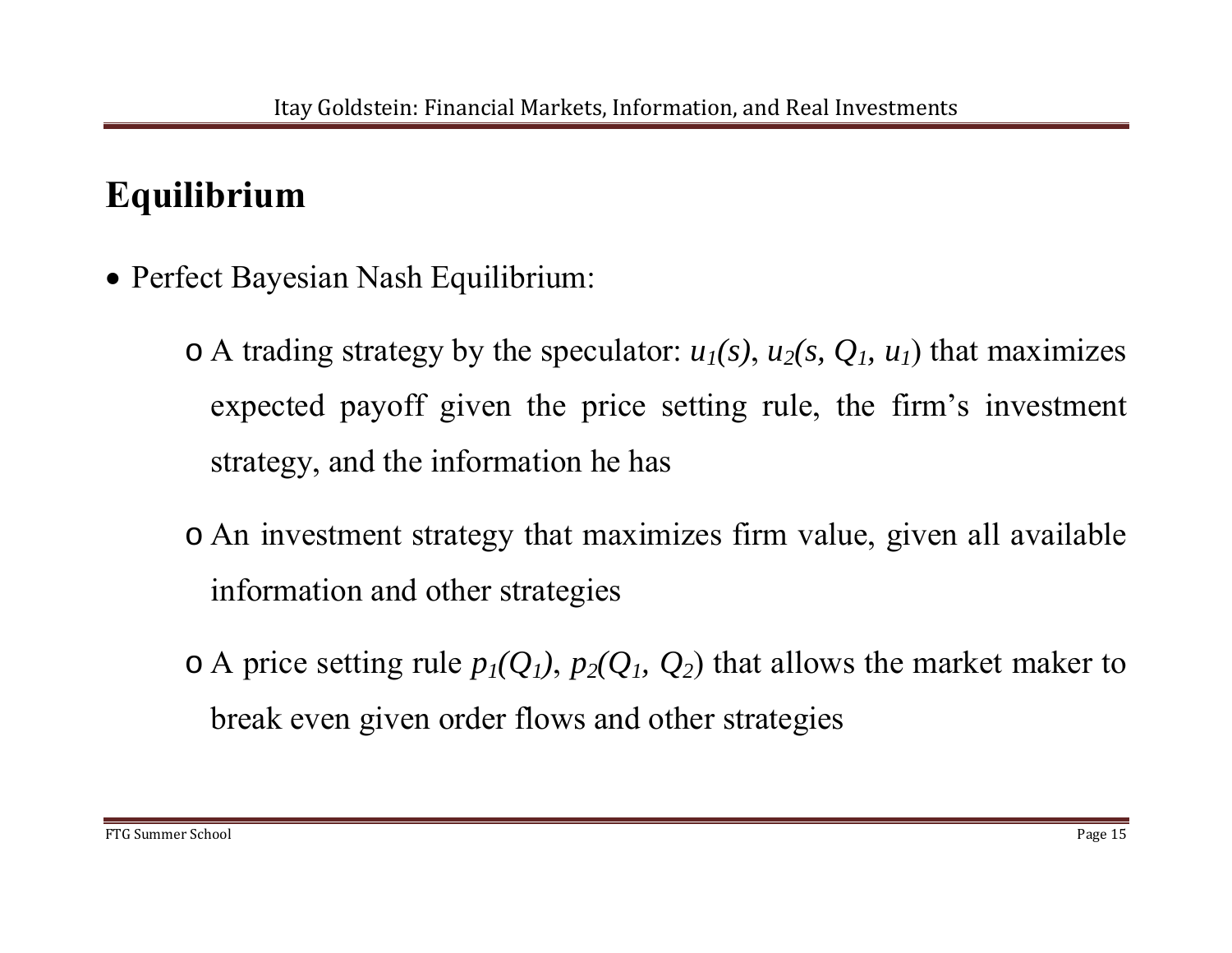# Equilibrium

- Perfect Bayesian Nash Equilibrium:
  - A trading strategy by the speculator: $u_1(s)$, $u_2(s, Q_1, u_1)$ that maximizes expected payoff given the price setting rule, the firm's investment strategy, and the information he has
  - An investment strategy that maximizes firm value, given all available information and other strategies
  - A price setting rule $p_1(Q_1)$, $p_2(Q_1, Q_2)$ that allows the market maker to break even given order flows and other strategies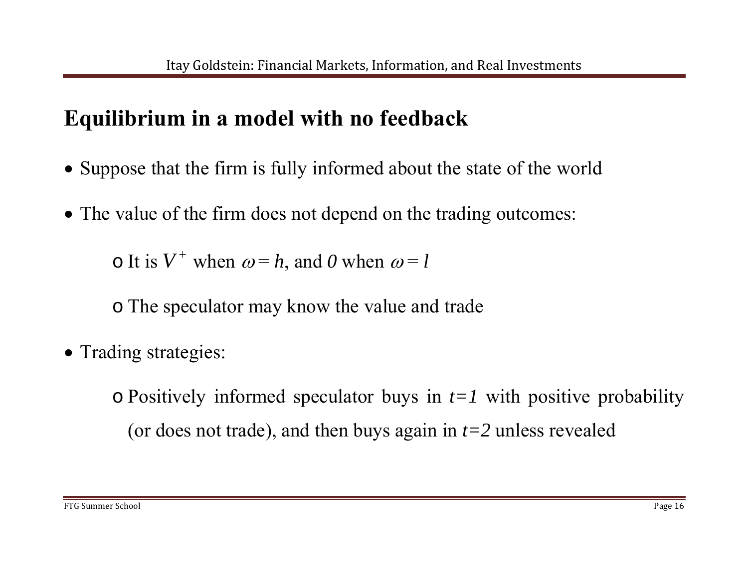# Equilibrium in a model with no feedback

- Suppose that the firm is fully informed about the state of the world
- The value of the firm does not depend on the trading outcomes:
  - It is $V^+$ when $\omega = h$, and *0* when $\omega = l$
  - The speculator may know the value and trade
- Trading strategies:
  - Positively informed speculator buys in *t=1* with positive probability (or does not trade), and then buys again in *t=2* unless revealed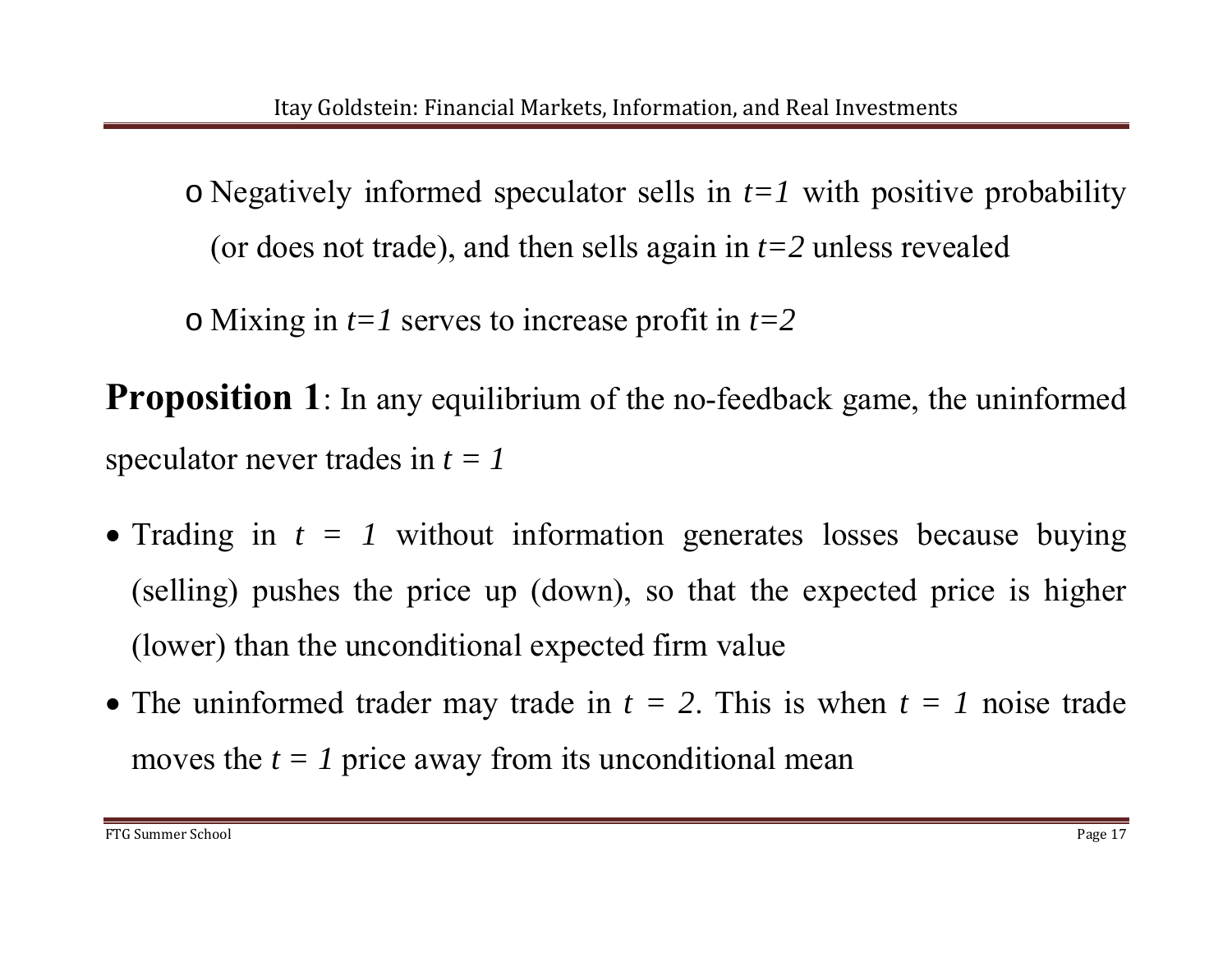- Negatively informed speculator sells in $t=1$ with positive probability (or does not trade), and then sells again in $t=2$ unless revealed
- Mixing in $t=1$ serves to increase profit in $t=2$

**Proposition 1**: In any equilibrium of the no-feedback game, the uninformed speculator never trades in $t = 1$

- Trading in $t = 1$ without information generates losses because buying (selling) pushes the price up (down), so that the expected price is higher (lower) than the unconditional expected firm value
- The uninformed trader may trade in $t = 2$. This is when $t = 1$ noise trade moves the $t = 1$ price away from its unconditional mean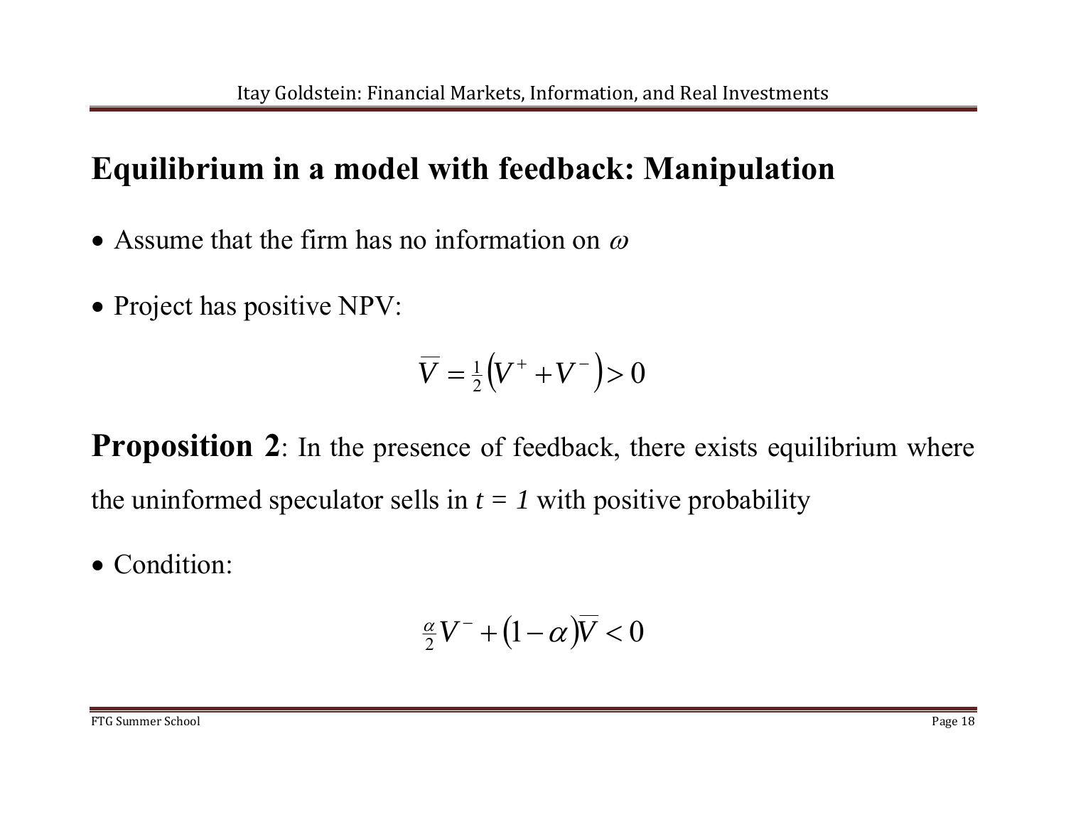# Equilibrium in a model with feedback: Manipulation

- Assume that the firm has no information on $\omega$
- Project has positive NPV:

$$\overline{V} = \tfrac{1}{2}\left(V^{+} + V^{-}\right) > 0$$

**Proposition 2**: In the presence of feedback, there exists equilibrium where the uninformed speculator sells in $t = 1$ with positive probability

- Condition:

$$\tfrac{\alpha}{2} V^{-} + (1 - \alpha)\overline{V} < 0$$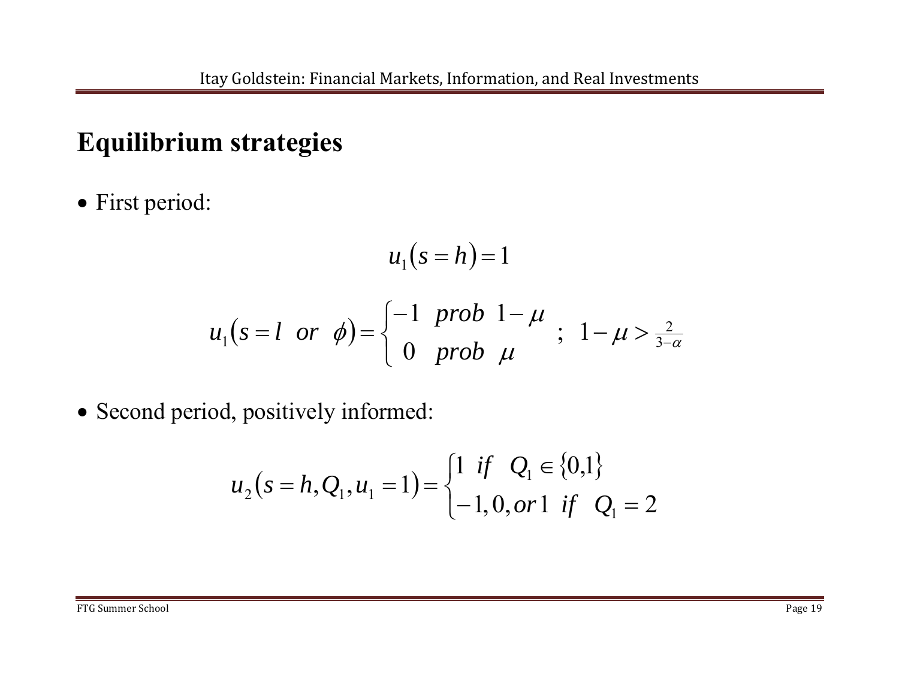# Equilibrium strategies

- First period:

$$u_1(s = h) = 1$$

$$u_1(s = l \;\; or \;\; \phi) = \begin{cases} -1 & prob \;\; 1-\mu \\ 0 & prob \;\; \mu \end{cases} \;\; ; \;\; 1-\mu > \tfrac{2}{3-\alpha}$$

- Second period, positively informed:

$$u_2(s = h, Q_1, u_1 = 1) = \begin{cases} 1 \;\; if \;\; Q_1 \in \{0,1\} \\ -1, 0, or\, 1 \;\; if \;\; Q_1 = 2 \end{cases}$$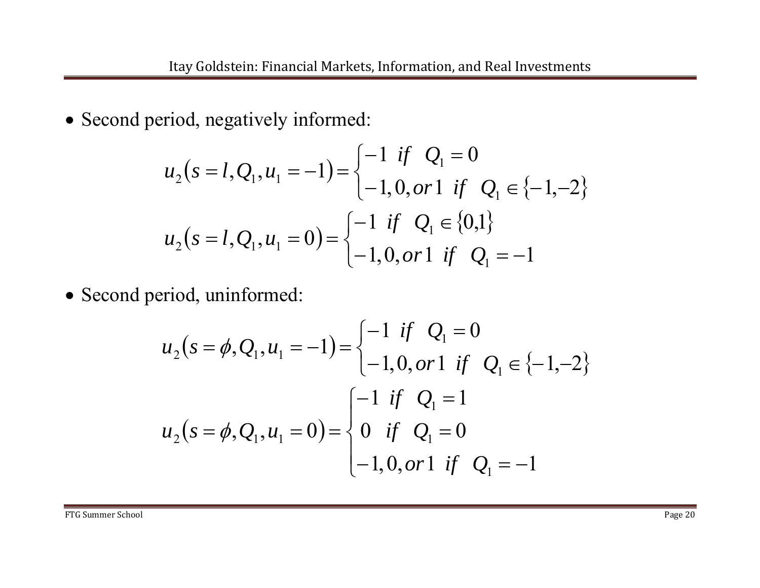- Second period, negatively informed:

$$u_2(s = l, Q_1, u_1 = -1) = \begin{cases} -1 \ \ if \ \ Q_1 = 0 \\ -1, 0, or\, 1 \ \ if \ \ Q_1 \in \{-1, -2\} \end{cases}$$

$$u_2(s = l, Q_1, u_1 = 0) = \begin{cases} -1 \ \ if \ \ Q_1 \in \{0, 1\} \\ -1, 0, or\, 1 \ \ if \ \ Q_1 = -1 \end{cases}$$

- Second period, uninformed:

$$u_2(s = \phi, Q_1, u_1 = -1) = \begin{cases} -1 \ \ if \ \ Q_1 = 0 \\ -1, 0, or\, 1 \ \ if \ \ Q_1 \in \{-1, -2\} \end{cases}$$

$$u_2(s = \phi, Q_1, u_1 = 0) = \begin{cases} -1 \ \ if \ \ Q_1 = 1 \\ 0 \ \ if \ \ Q_1 = 0 \\ -1, 0, or\, 1 \ \ if \ \ Q_1 = -1 \end{cases}$$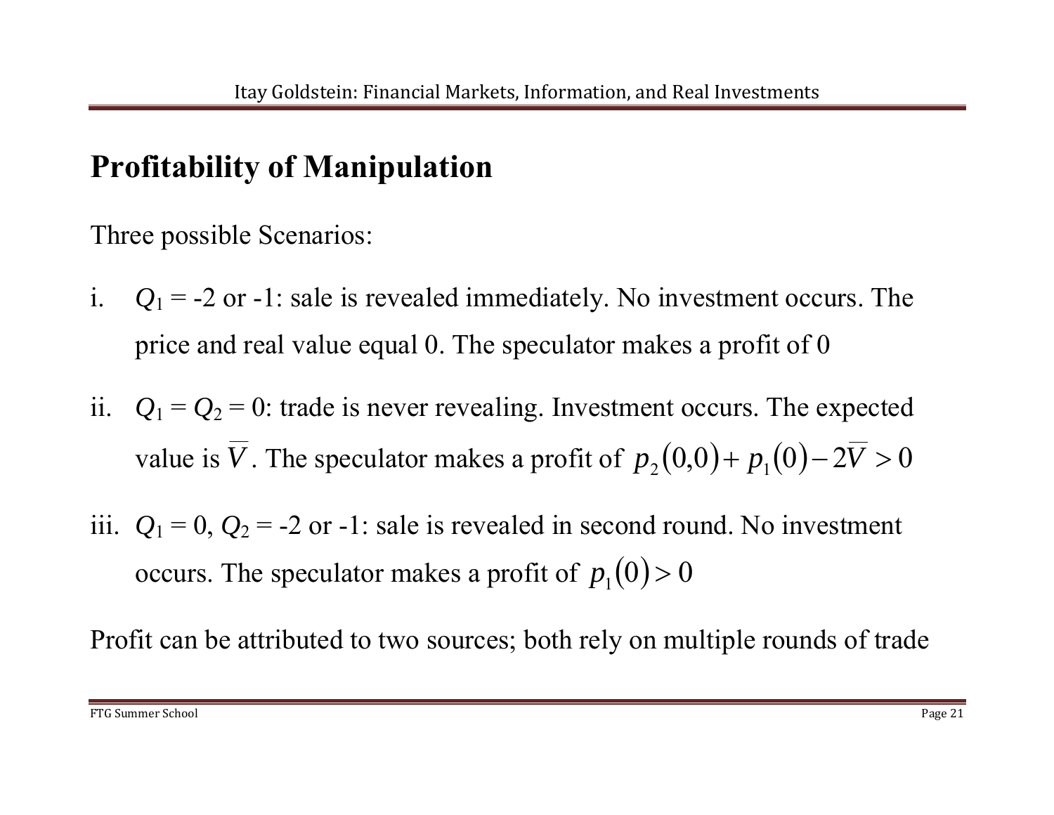# Profitability of Manipulation

Three possible Scenarios:

i. $Q_1$ = -2 or -1: sale is revealed immediately. No investment occurs. The price and real value equal 0. The speculator makes a profit of 0

ii. $Q_1 = Q_2 = 0$: trade is never revealing. Investment occurs. The expected value is $\overline{V}$. The speculator makes a profit of $p_2(0,0) + p_1(0) - 2\overline{V} > 0$

iii. $Q_1 = 0$, $Q_2$ = -2 or -1: sale is revealed in second round. No investment occurs. The speculator makes a profit of $p_1(0) > 0$

Profit can be attributed to two sources; both rely on multiple rounds of trade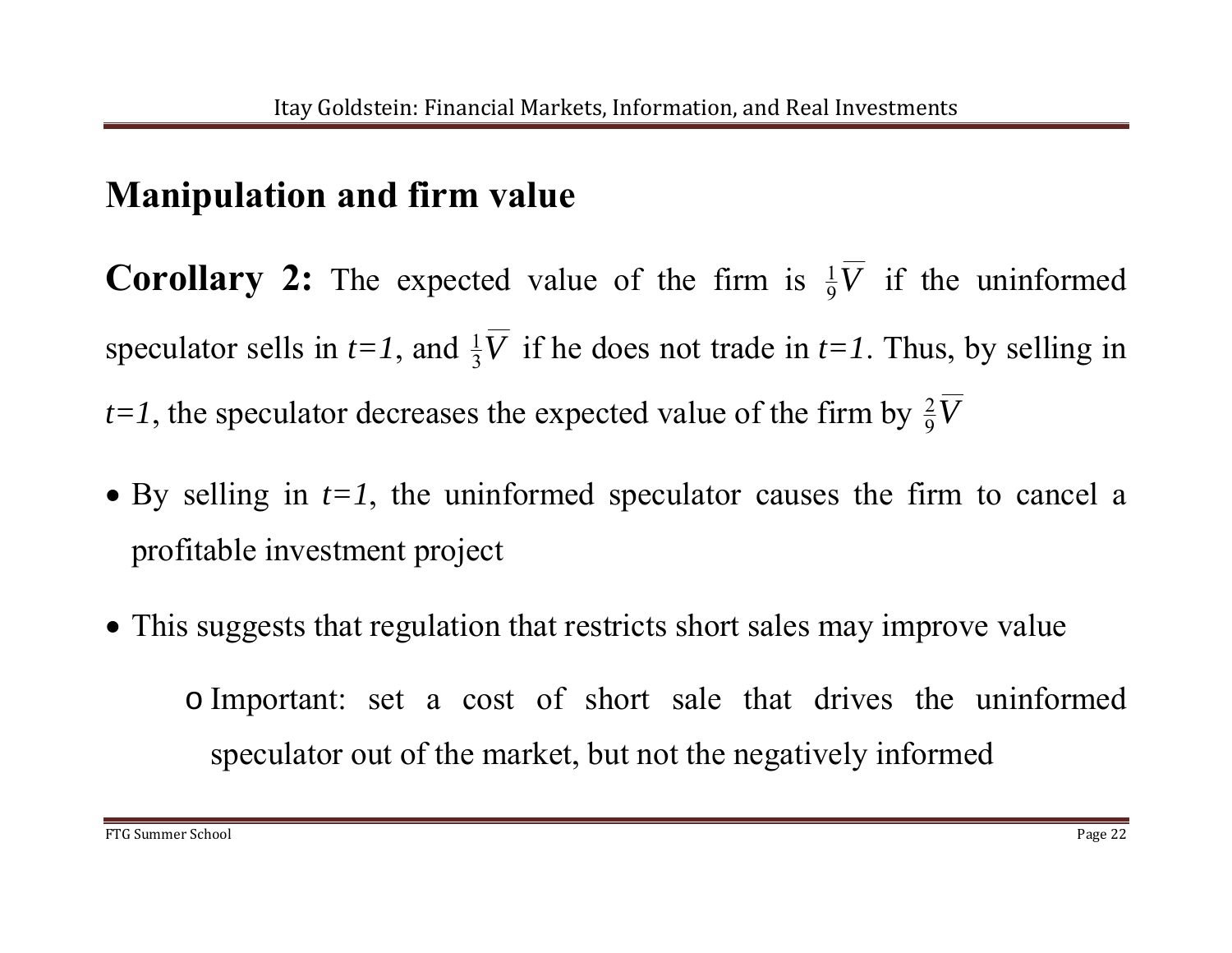# Manipulation and firm value

**Corollary 2:** The expected value of the firm is $\frac{1}{9}\overline{V}$ if the uninformed speculator sells in $t=1$, and $\frac{1}{3}\overline{V}$ if he does not trade in $t=1$. Thus, by selling in $t=1$, the speculator decreases the expected value of the firm by $\frac{2}{9}\overline{V}$

- By selling in $t=1$, the uninformed speculator causes the firm to cancel a profitable investment project
- This suggests that regulation that restricts short sales may improve value
    - Important: set a cost of short sale that drives the uninformed speculator out of the market, but not the negatively informed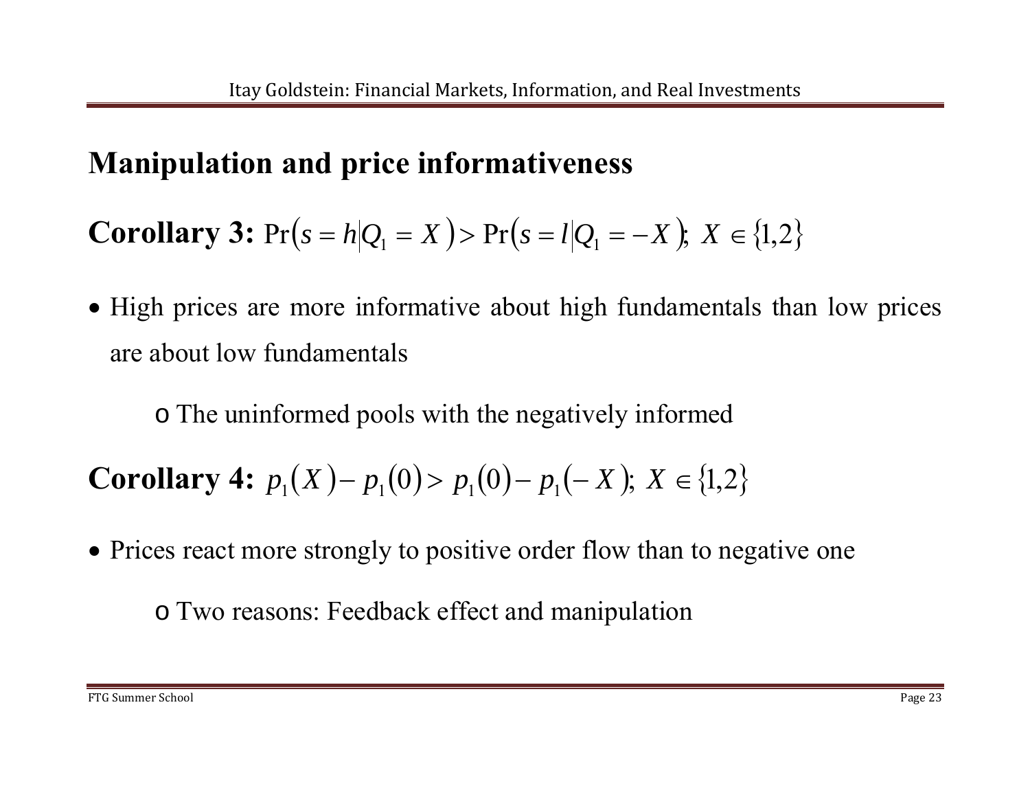# Manipulation and price informativeness

**Corollary 3:** $\Pr(s = h | Q_1 = X) > \Pr(s = l | Q_1 = -X)$; $X \in \{1,2\}$

- High prices are more informative about high fundamentals than low prices are about low fundamentals
  - The uninformed pools with the negatively informed

**Corollary 4:** $p_1(X) - p_1(0) > p_1(0) - p_1(-X)$; $X \in \{1,2\}$

- Prices react more strongly to positive order flow than to negative one
  - Two reasons: Feedback effect and manipulation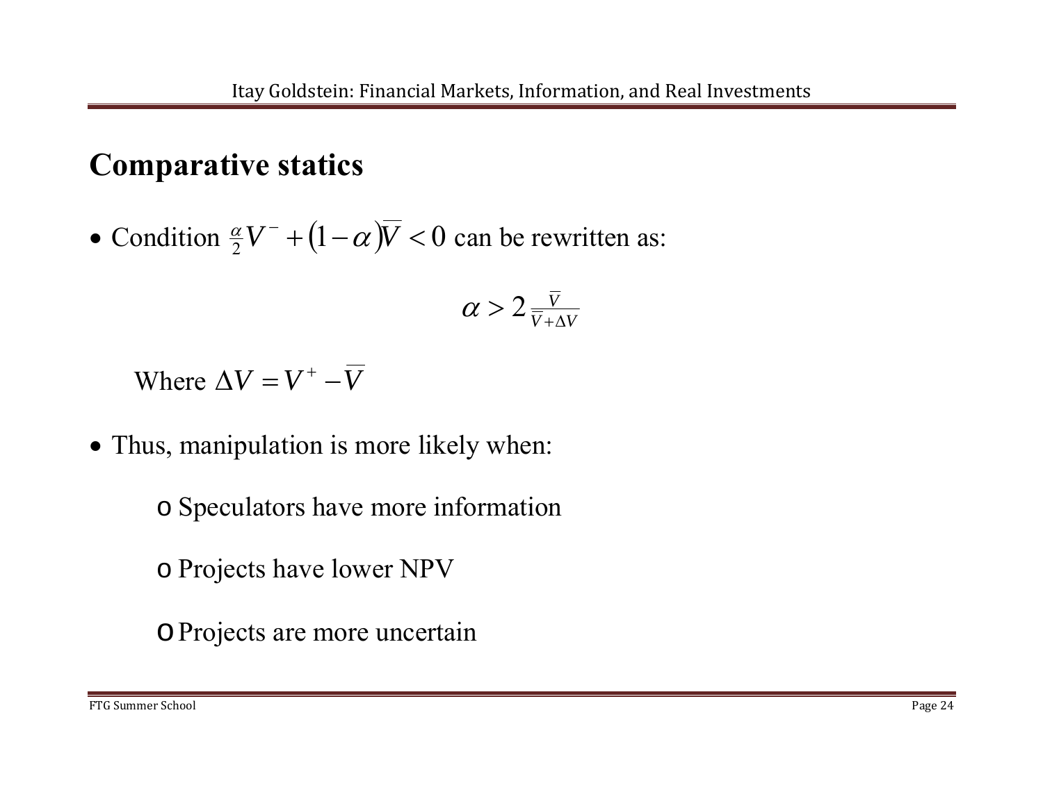## Comparative statics

- Condition $\frac{\alpha}{2}V^{-} + (1-\alpha)\overline{V} < 0$ can be rewritten as:

$$\alpha > 2\frac{\overline{V}}{\overline{V} + \Delta V}$$

  Where $\Delta V = V^{+} - \overline{V}$

- Thus, manipulation is more likely when:
  - Speculators have more information
  - Projects have lower NPV
  - Projects are more uncertain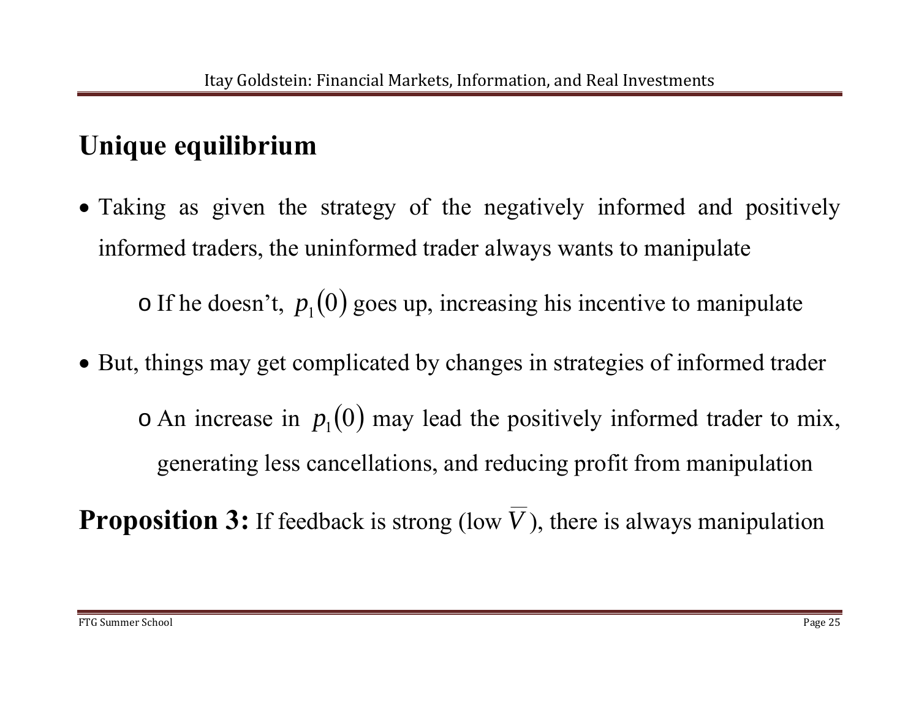# Unique equilibrium

- Taking as given the strategy of the negatively informed and positively informed traders, the uninformed trader always wants to manipulate
  - If he doesn't, $p_1(0)$ goes up, increasing his incentive to manipulate
- But, things may get complicated by changes in strategies of informed trader
  - An increase in $p_1(0)$ may lead the positively informed trader to mix, generating less cancellations, and reducing profit from manipulation

**Proposition 3:** If feedback is strong (low $\overline{V}$), there is always manipulation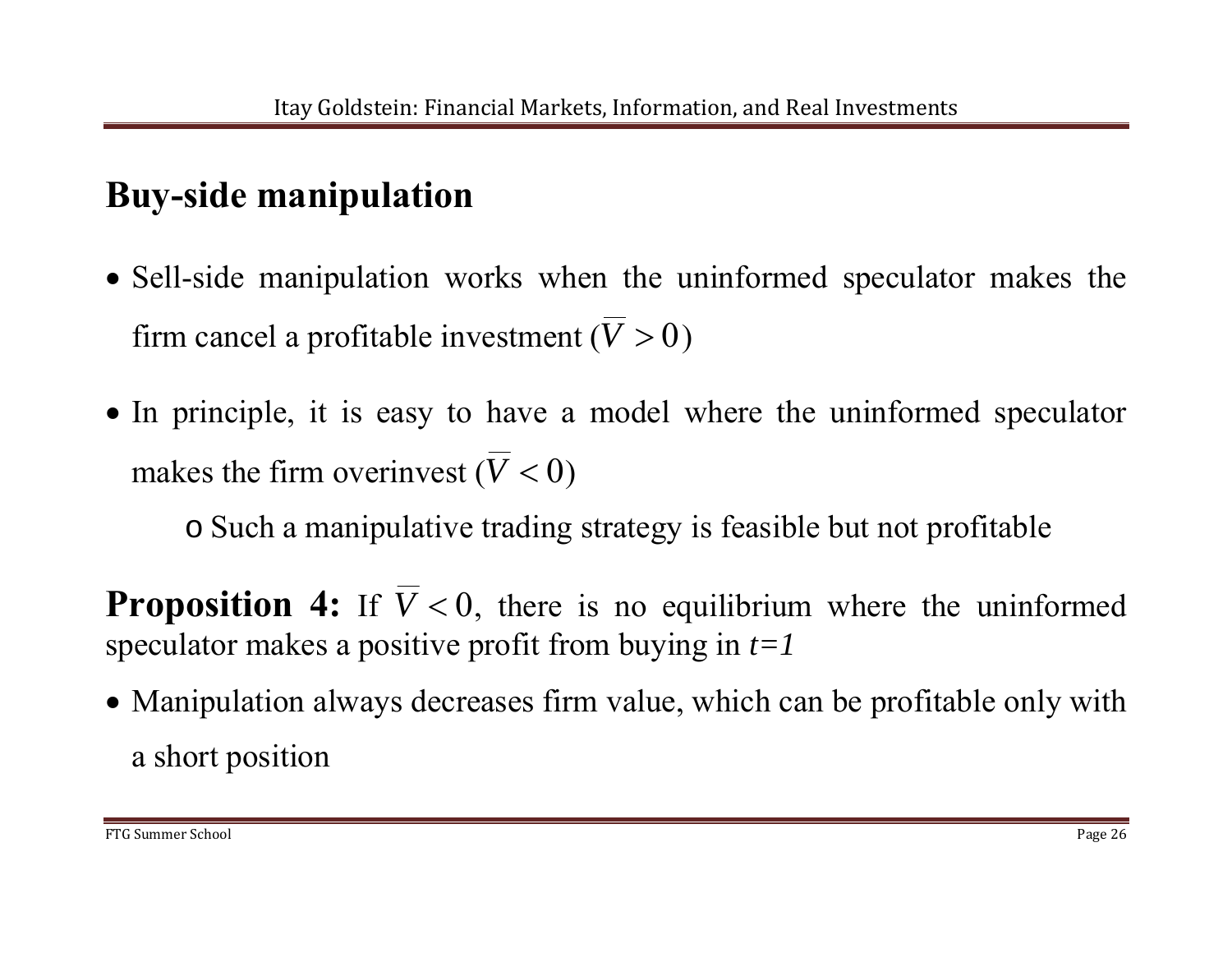## Buy-side manipulation

- Sell-side manipulation works when the uninformed speculator makes the firm cancel a profitable investment ($\overline{V} > 0$)
- In principle, it is easy to have a model where the uninformed speculator makes the firm overinvest ($\overline{V} < 0$)
  - o Such a manipulative trading strategy is feasible but not profitable

**Proposition 4:** If $\overline{V} < 0$, there is no equilibrium where the uninformed speculator makes a positive profit from buying in *t=1*

- Manipulation always decreases firm value, which can be profitable only with a short position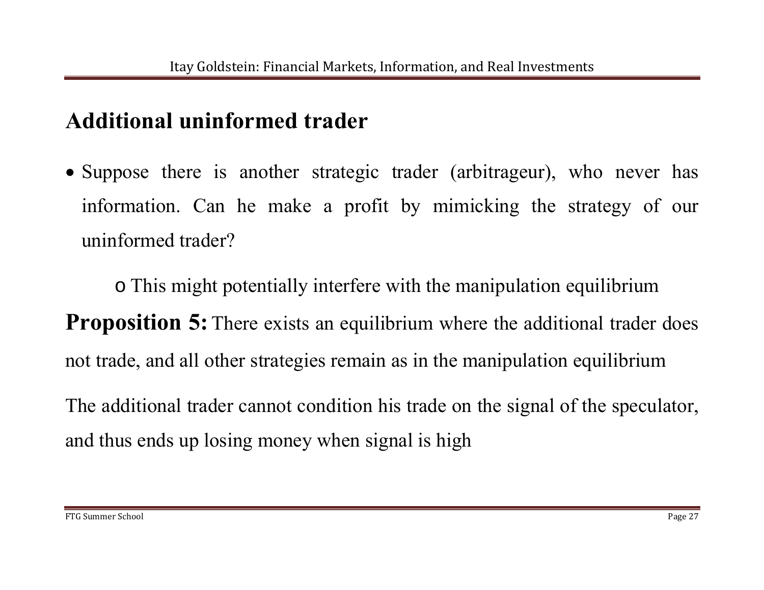## Additional uninformed trader

- Suppose there is another strategic trader (arbitrageur), who never has information. Can he make a profit by mimicking the strategy of our uninformed trader?
  - This might potentially interfere with the manipulation equilibrium

**Proposition 5:** There exists an equilibrium where the additional trader does not trade, and all other strategies remain as in the manipulation equilibrium

The additional trader cannot condition his trade on the signal of the speculator, and thus ends up losing money when signal is high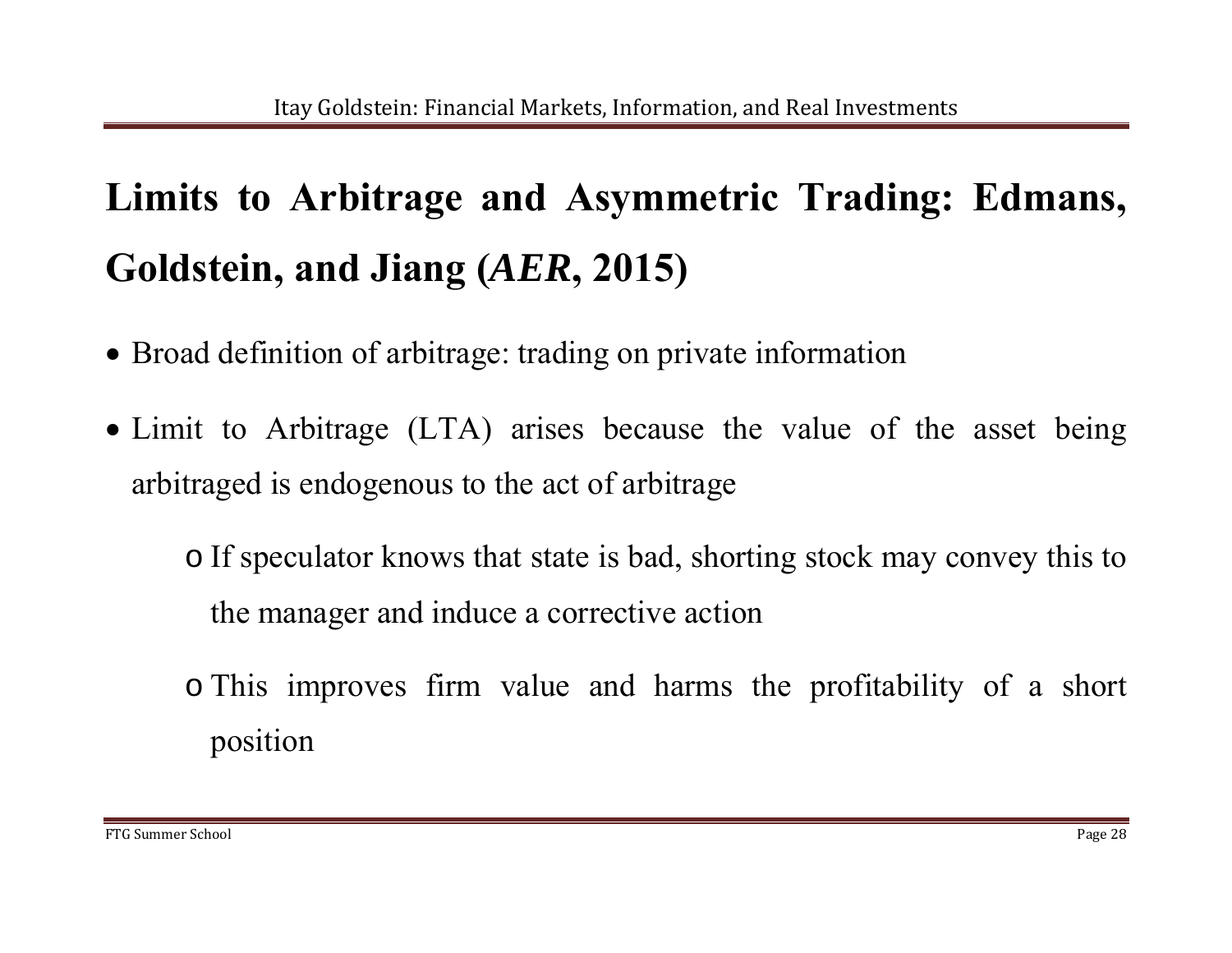# Limits to Arbitrage and Asymmetric Trading: Edmans, Goldstein, and Jiang (*AER*, 2015)

- Broad definition of arbitrage: trading on private information
- Limit to Arbitrage (LTA) arises because the value of the asset being arbitraged is endogenous to the act of arbitrage
  - If speculator knows that state is bad, shorting stock may convey this to the manager and induce a corrective action
  - This improves firm value and harms the profitability of a short position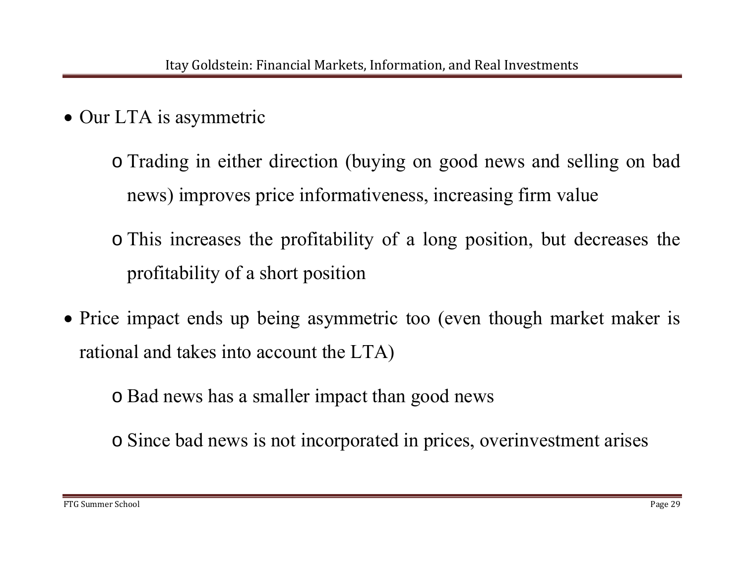- Our LTA is asymmetric
  - Trading in either direction (buying on good news and selling on bad news) improves price informativeness, increasing firm value
  - This increases the profitability of a long position, but decreases the profitability of a short position
- Price impact ends up being asymmetric too (even though market maker is rational and takes into account the LTA)
  - Bad news has a smaller impact than good news
  - Since bad news is not incorporated in prices, overinvestment arises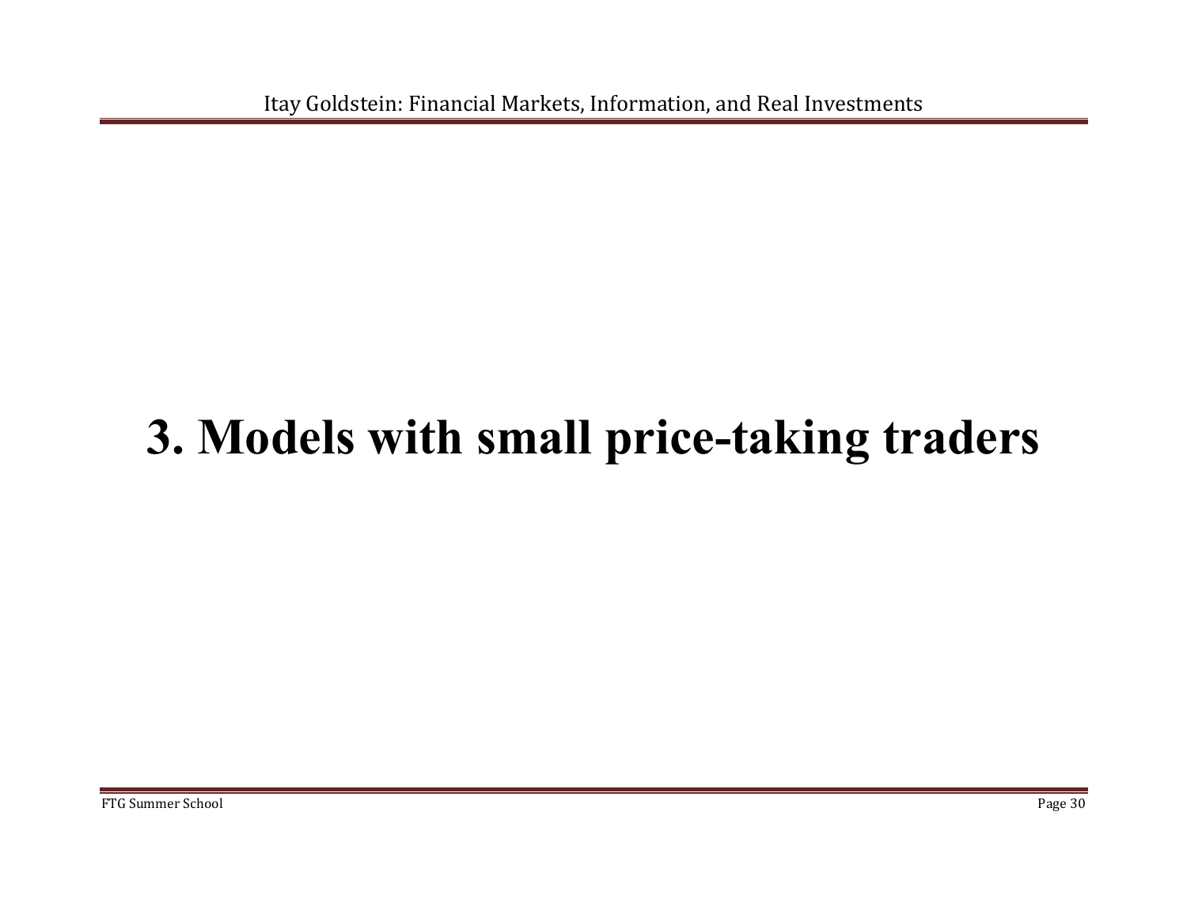# 3. Models with small price-taking traders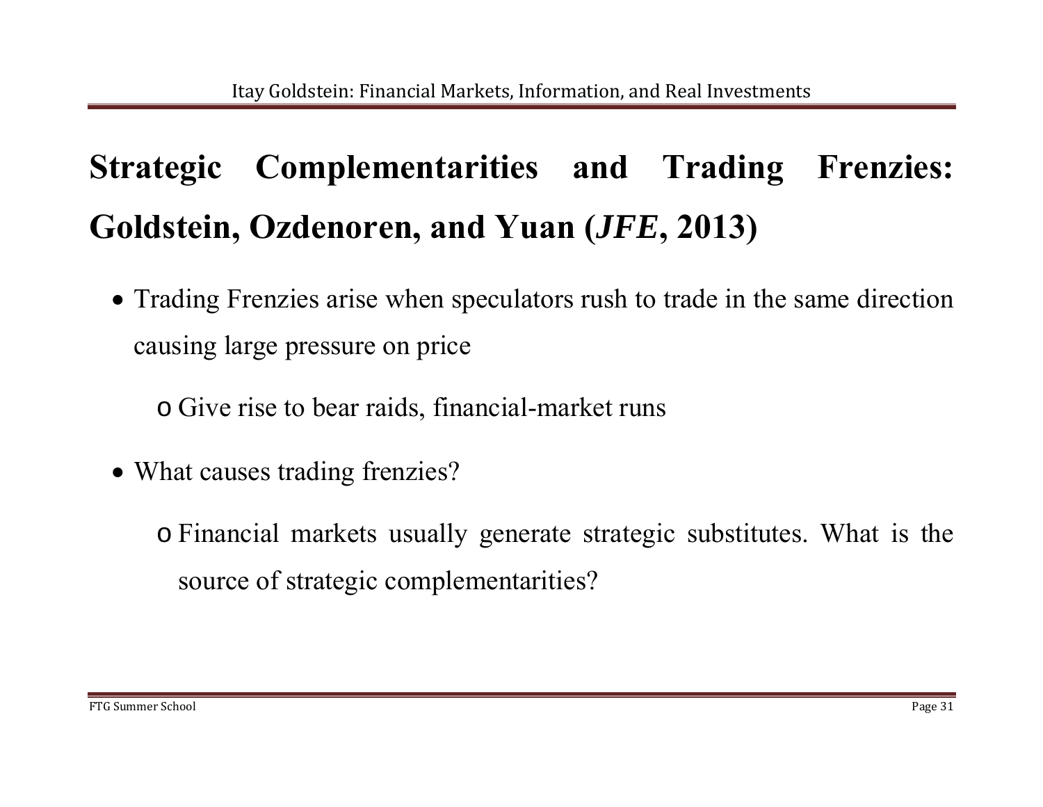# Strategic Complementarities and Trading Frenzies: Goldstein, Ozdenoren, and Yuan (*JFE*, 2013)

- Trading Frenzies arise when speculators rush to trade in the same direction causing large pressure on price
  - Give rise to bear raids, financial-market runs
- What causes trading frenzies?
  - Financial markets usually generate strategic substitutes. What is the source of strategic complementarities?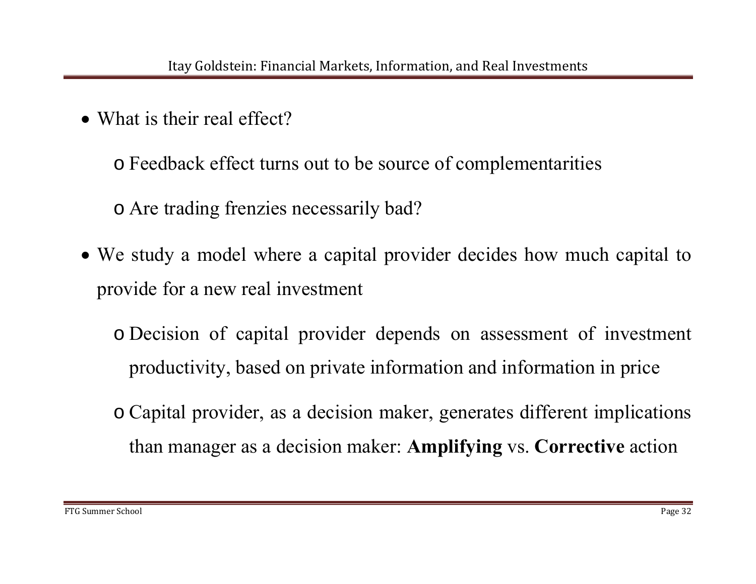- What is their real effect?
  - Feedback effect turns out to be source of complementarities
  - Are trading frenzies necessarily bad?
- We study a model where a capital provider decides how much capital to provide for a new real investment
  - Decision of capital provider depends on assessment of investment productivity, based on private information and information in price
  - Capital provider, as a decision maker, generates different implications than manager as a decision maker: **Amplifying** vs. **Corrective** action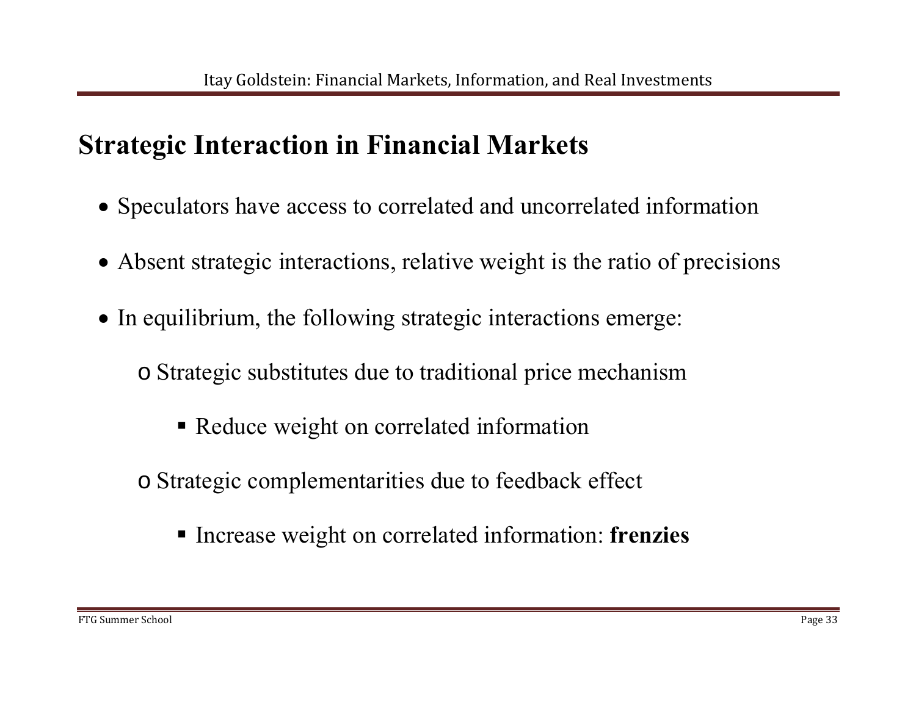## Strategic Interaction in Financial Markets

- Speculators have access to correlated and uncorrelated information
- Absent strategic interactions, relative weight is the ratio of precisions
- In equilibrium, the following strategic interactions emerge:
  - Strategic substitutes due to traditional price mechanism
    - Reduce weight on correlated information
  - Strategic complementarities due to feedback effect
    - Increase weight on correlated information: **frenzies**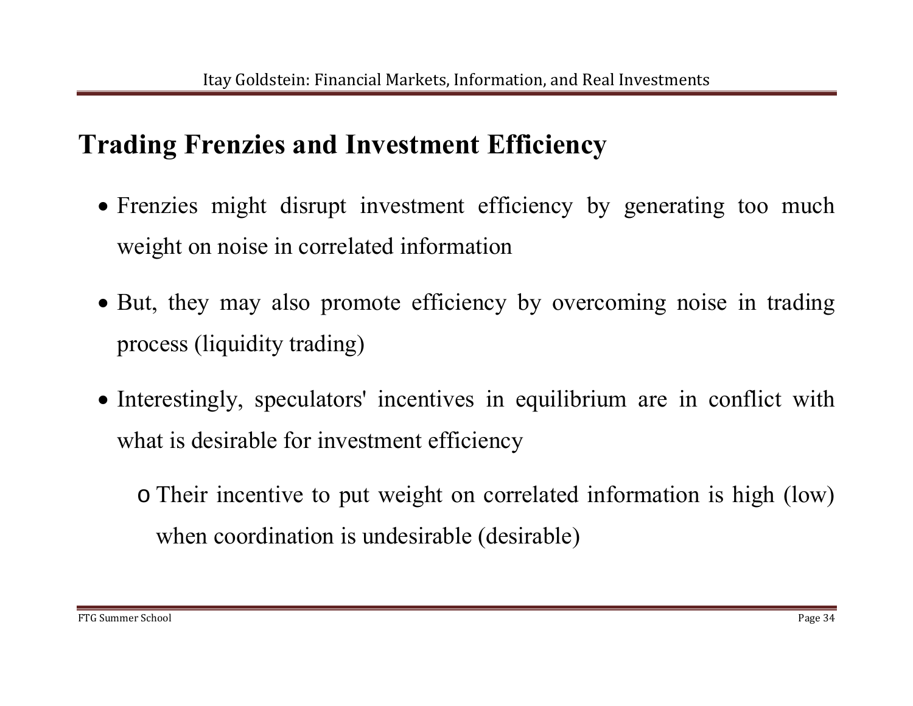## Trading Frenzies and Investment Efficiency

- Frenzies might disrupt investment efficiency by generating too much weight on noise in correlated information
- But, they may also promote efficiency by overcoming noise in trading process (liquidity trading)
- Interestingly, speculators' incentives in equilibrium are in conflict with what is desirable for investment efficiency
  - Their incentive to put weight on correlated information is high (low) when coordination is undesirable (desirable)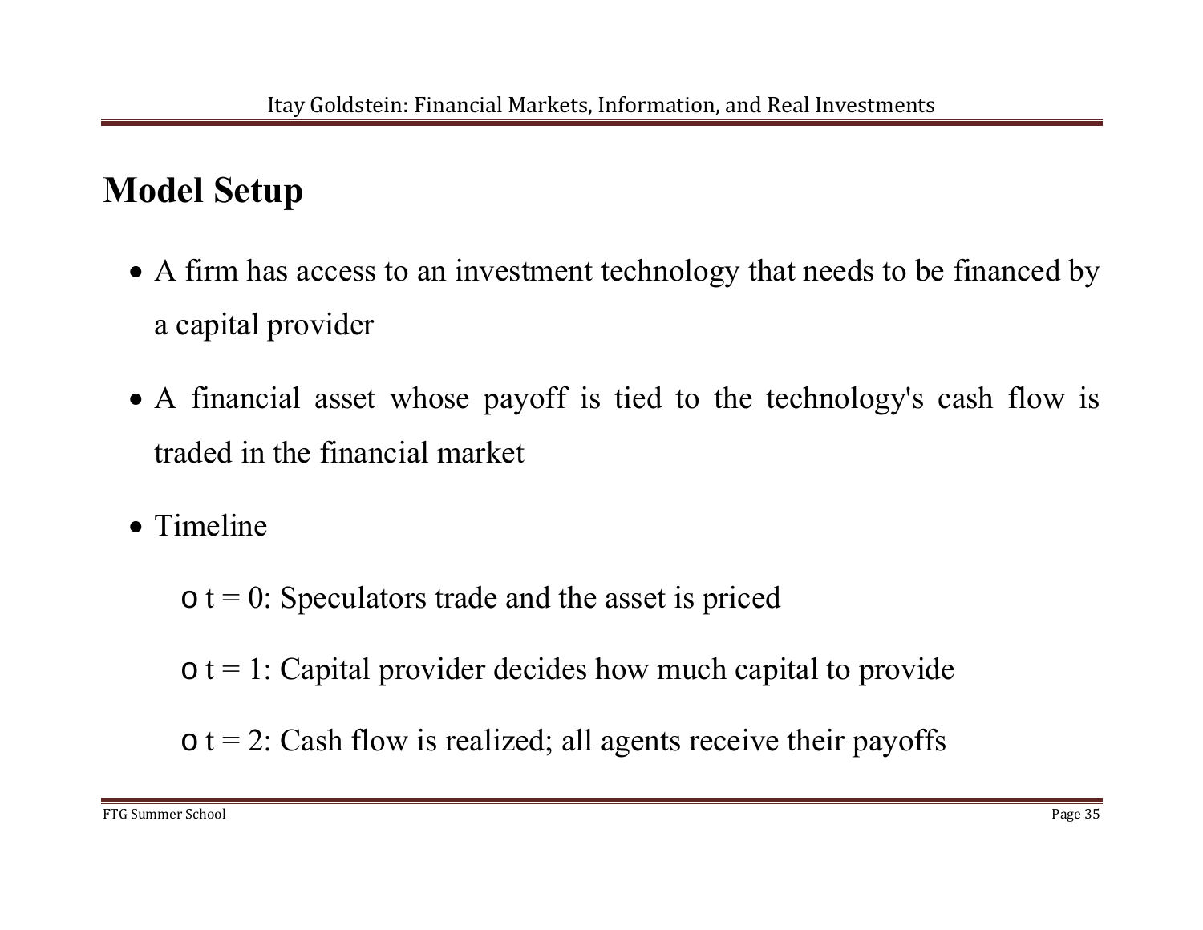## Model Setup

- A firm has access to an investment technology that needs to be financed by a capital provider
- A financial asset whose payoff is tied to the technology's cash flow is traded in the financial market
- Timeline
  - $t = 0$: Speculators trade and the asset is priced
  - $t = 1$: Capital provider decides how much capital to provide
  - $t = 2$: Cash flow is realized; all agents receive their payoffs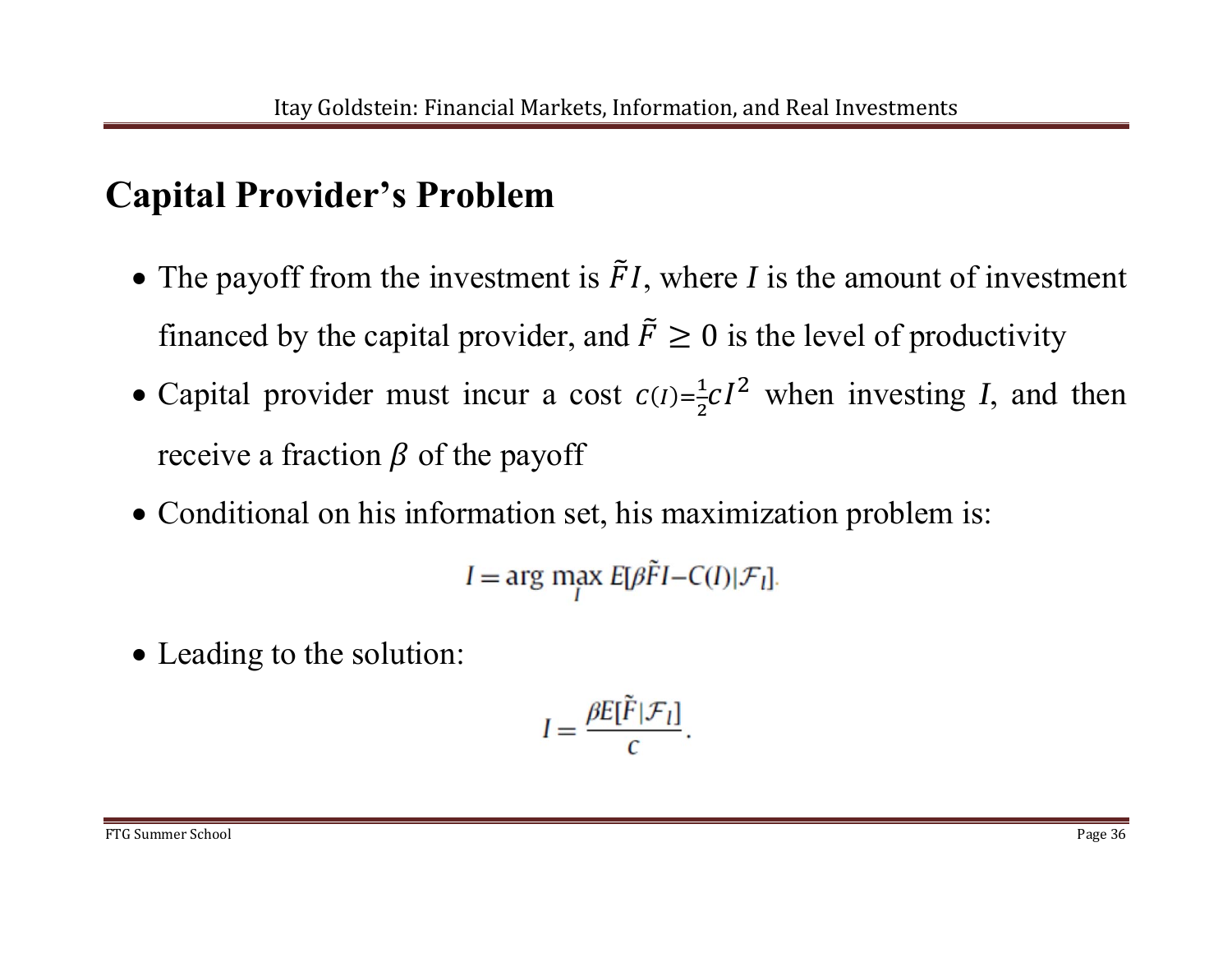# Capital Provider's Problem

- The payoff from the investment is $\tilde{F}I$, where $I$ is the amount of investment financed by the capital provider, and $\tilde{F} \geq 0$ is the level of productivity
- Capital provider must incur a cost $C(I)=\frac{1}{2}cI^2$ when investing $I$, and then receive a fraction $\beta$ of the payoff
- Conditional on his information set, his maximization problem is:

$$I = \arg\max_{I} E[\beta \tilde{F} I - C(I) | \mathcal{F}_I].$$

- Leading to the solution:

$$I = \frac{\beta E[\tilde{F} | \mathcal{F}_I]}{c}.$$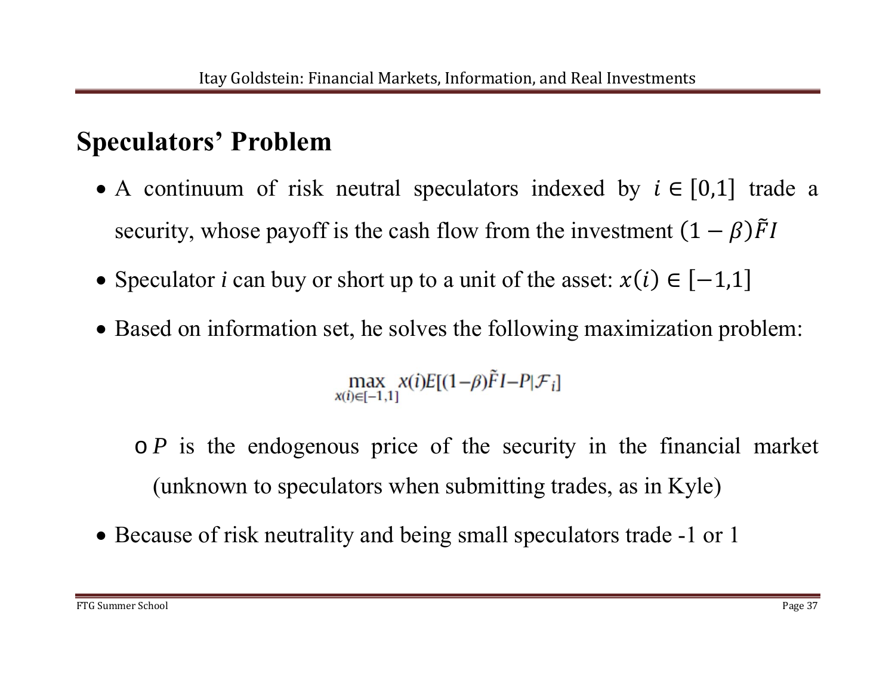## Speculators' Problem

- A continuum of risk neutral speculators indexed by $i \in [0,1]$ trade a security, whose payoff is the cash flow from the investment $(1-\beta)\tilde{F}I$
- Speculator *i* can buy or short up to a unit of the asset: $x(i) \in [-1,1]$
- Based on information set, he solves the following maximization problem:

$$\max_{x(i) \in [-1,1]} x(i) E[(1-\beta)\tilde{F}I - P | \mathcal{F}_i]$$

  - $P$ is the endogenous price of the security in the financial market (unknown to speculators when submitting trades, as in Kyle)

- Because of risk neutrality and being small speculators trade -1 or 1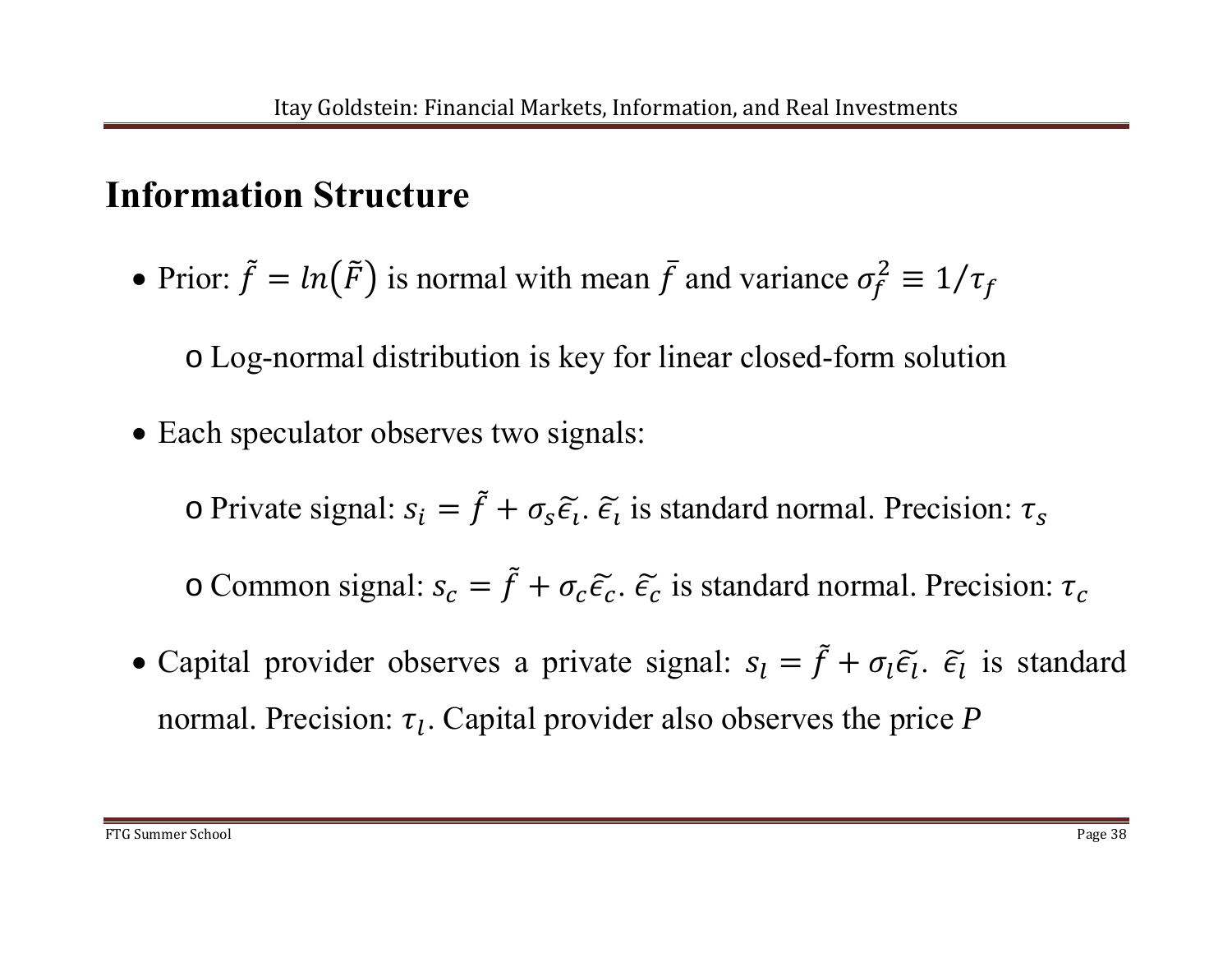# Information Structure

- Prior: $\tilde{f} = ln(\tilde{F})$ is normal with mean $\bar{f}$ and variance $\sigma_f^2 \equiv 1/\tau_f$
  - Log-normal distribution is key for linear closed-form solution
- Each speculator observes two signals:
  - Private signal: $s_i = \tilde{f} + \sigma_s \tilde{\epsilon}_i$. $\tilde{\epsilon}_i$ is standard normal. Precision: $\tau_s$
  - Common signal: $s_c = \tilde{f} + \sigma_c \tilde{\epsilon}_c$. $\tilde{\epsilon}_c$ is standard normal. Precision: $\tau_c$
- Capital provider observes a private signal: $s_l = \tilde{f} + \sigma_l \tilde{\epsilon}_l$. $\tilde{\epsilon}_l$ is standard normal. Precision: $\tau_l$. Capital provider also observes the price $P$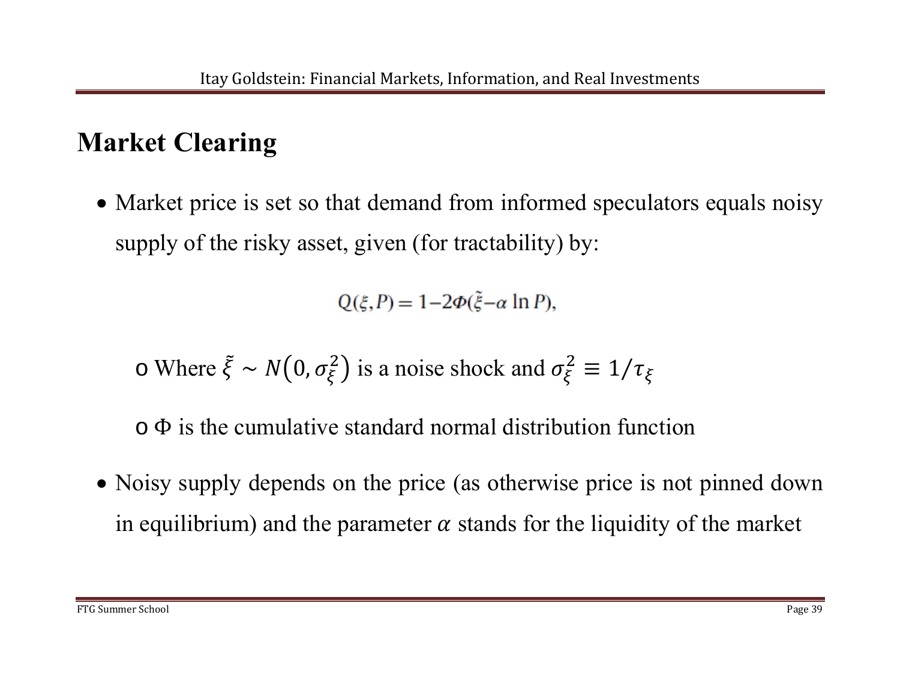## Market Clearing

- Market price is set so that demand from informed speculators equals noisy supply of the risky asset, given (for tractability) by:

$$Q(\xi, P) = 1 - 2\Phi(\tilde{\xi} - \alpha \ln P),$$

  - Where $\tilde{\xi} \sim N(0, \sigma_\xi^2)$ is a noise shock and $\sigma_\xi^2 \equiv 1/\tau_\xi$
  - $\Phi$ is the cumulative standard normal distribution function

- Noisy supply depends on the price (as otherwise price is not pinned down in equilibrium) and the parameter $\alpha$ stands for the liquidity of the market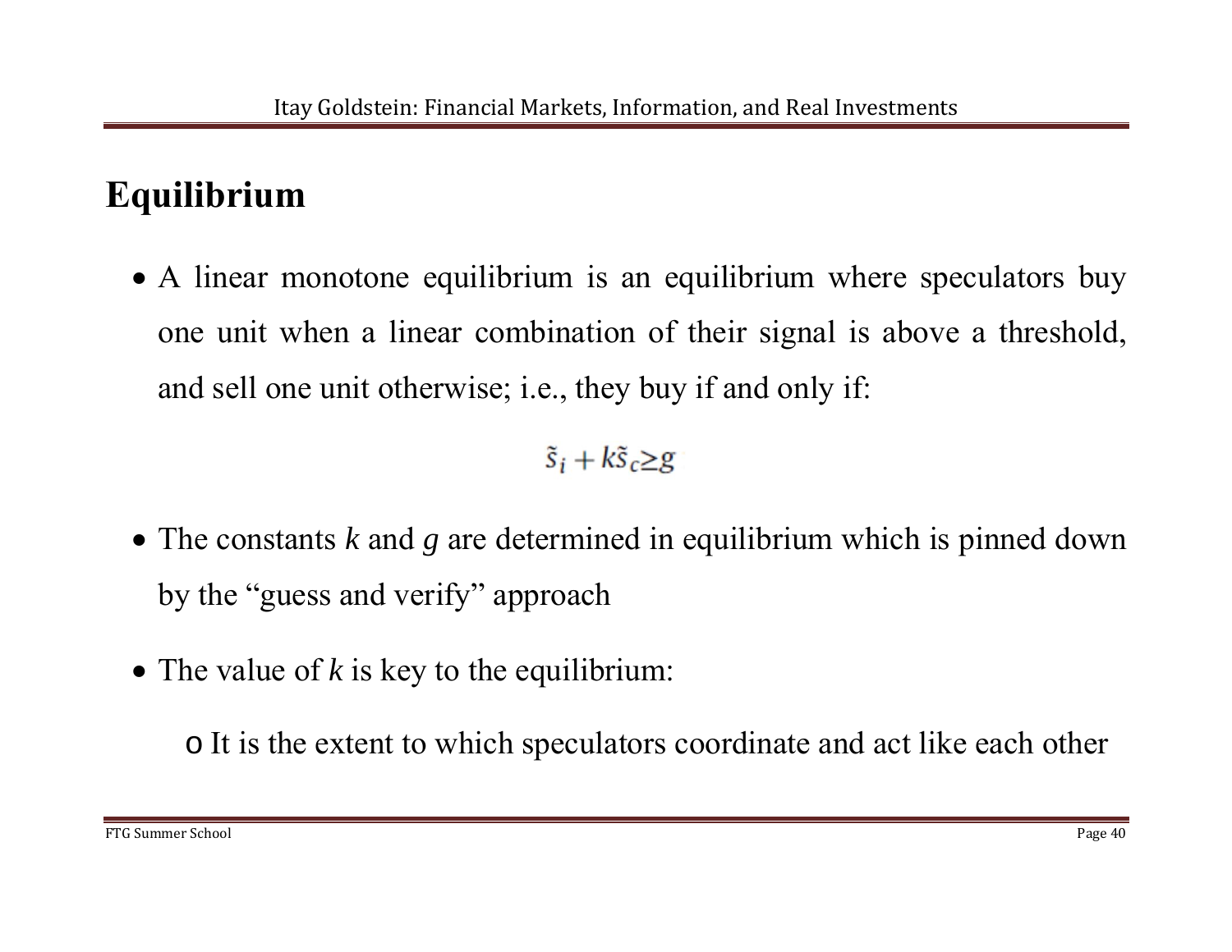# Equilibrium

- A linear monotone equilibrium is an equilibrium where speculators buy one unit when a linear combination of their signal is above a threshold, and sell one unit otherwise; i.e., they buy if and only if:

$$\tilde{s}_i + k\tilde{s}_c \geq g$$

- The constants *k* and *g* are determined in equilibrium which is pinned down by the "guess and verify" approach

- The value of *k* is key to the equilibrium:
    - It is the extent to which speculators coordinate and act like each other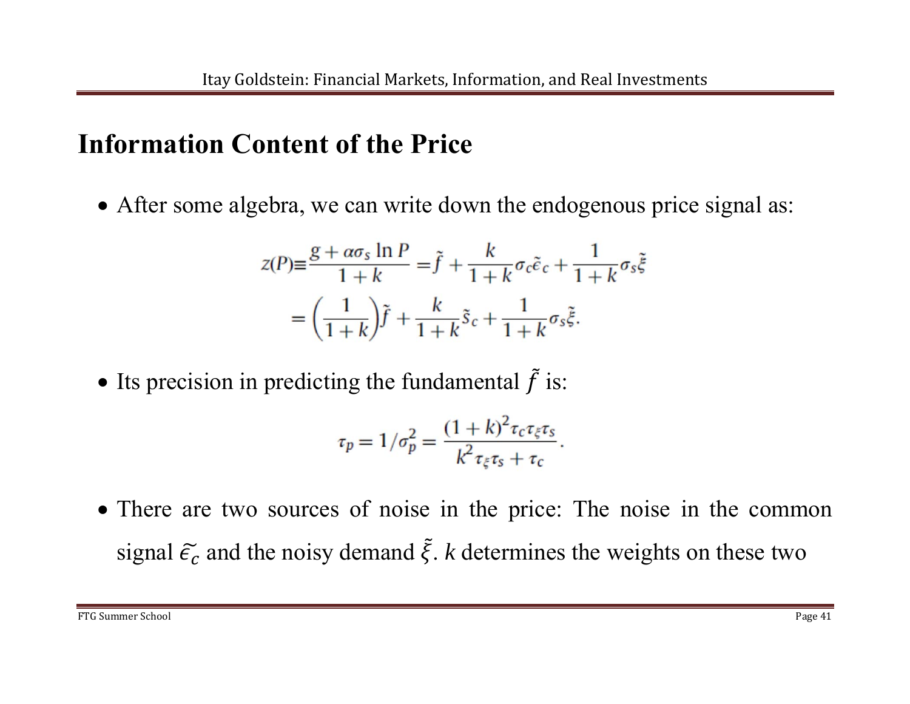# Information Content of the Price

- After some algebra, we can write down the endogenous price signal as:

$$z(P) \equiv \frac{g + \alpha\sigma_s \ln P}{1+k} = \tilde{f} + \frac{k}{1+k}\sigma_c\tilde{\epsilon}_c + \frac{1}{1+k}\sigma_s\tilde{\xi}$$

$$= \left(\frac{1}{1+k}\right)\tilde{f} + \frac{k}{1+k}\tilde{s}_c + \frac{1}{1+k}\sigma_s\tilde{\xi}.$$

- Its precision in predicting the fundamental $\tilde{f}$ is:

$$\tau_p = 1/\sigma_p^2 = \frac{(1+k)^2\tau_c\tau_\xi\tau_s}{k^2\tau_\xi\tau_s + \tau_c}.$$

- There are two sources of noise in the price: The noise in the common signal $\tilde{\epsilon}_c$ and the noisy demand $\tilde{\xi}$. $k$ determines the weights on these two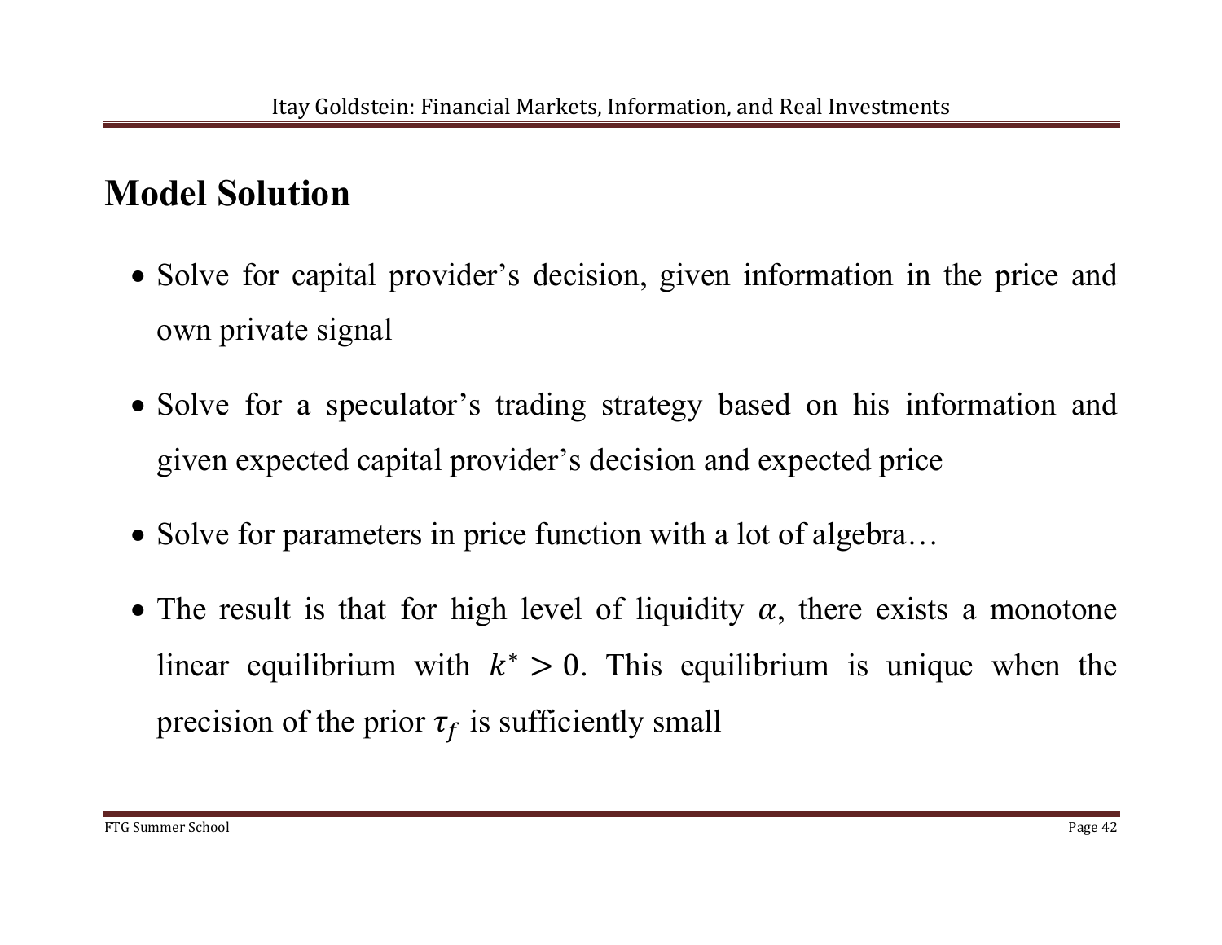## Model Solution

- Solve for capital provider's decision, given information in the price and own private signal
- Solve for a speculator's trading strategy based on his information and given expected capital provider's decision and expected price
- Solve for parameters in price function with a lot of algebra…
- The result is that for high level of liquidity $\alpha$, there exists a monotone linear equilibrium with $k^* > 0$. This equilibrium is unique when the precision of the prior $\tau_f$ is sufficiently small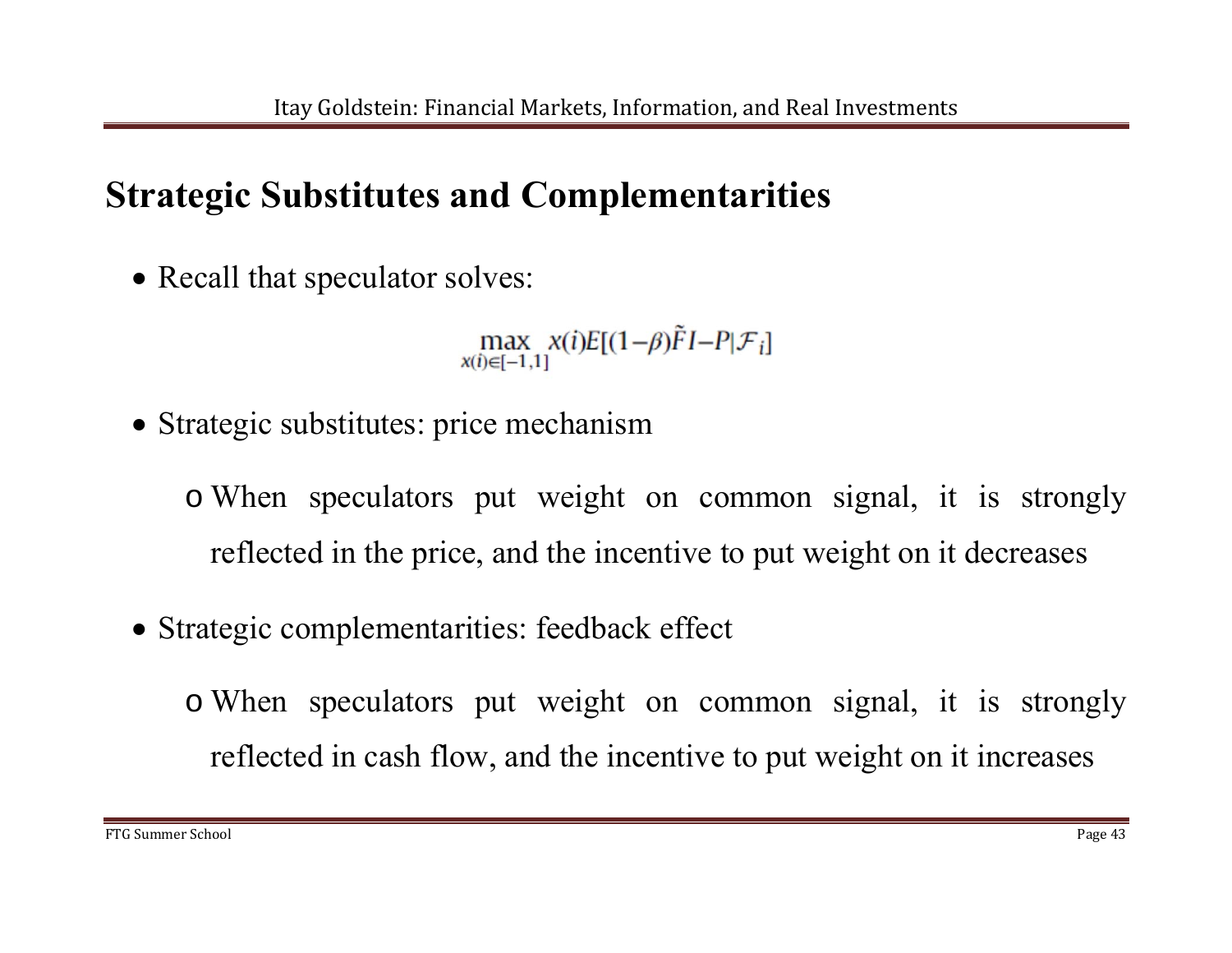## Strategic Substitutes and Complementarities

- Recall that speculator solves:

$$\max_{x(i)\in[-1,1]} x(i)E[(1-\beta)\tilde{F}I-P|\mathcal{F}_i]$$

- Strategic substitutes: price mechanism
  - When speculators put weight on common signal, it is strongly reflected in the price, and the incentive to put weight on it decreases
- Strategic complementarities: feedback effect
  - When speculators put weight on common signal, it is strongly reflected in cash flow, and the incentive to put weight on it increases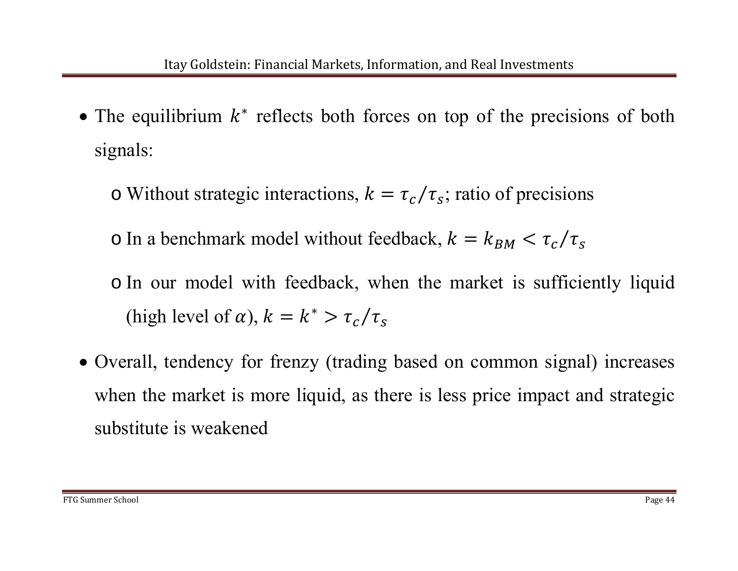- The equilibrium $k^*$ reflects both forces on top of the precisions of both signals:
  - Without strategic interactions, $k = \tau_c/\tau_s$; ratio of precisions
  - In a benchmark model without feedback, $k = k_{BM} < \tau_c/\tau_s$
  - In our model with feedback, when the market is sufficiently liquid (high level of $\alpha$), $k = k^* > \tau_c/\tau_s$
- Overall, tendency for frenzy (trading based on common signal) increases when the market is more liquid, as there is less price impact and strategic substitute is weakened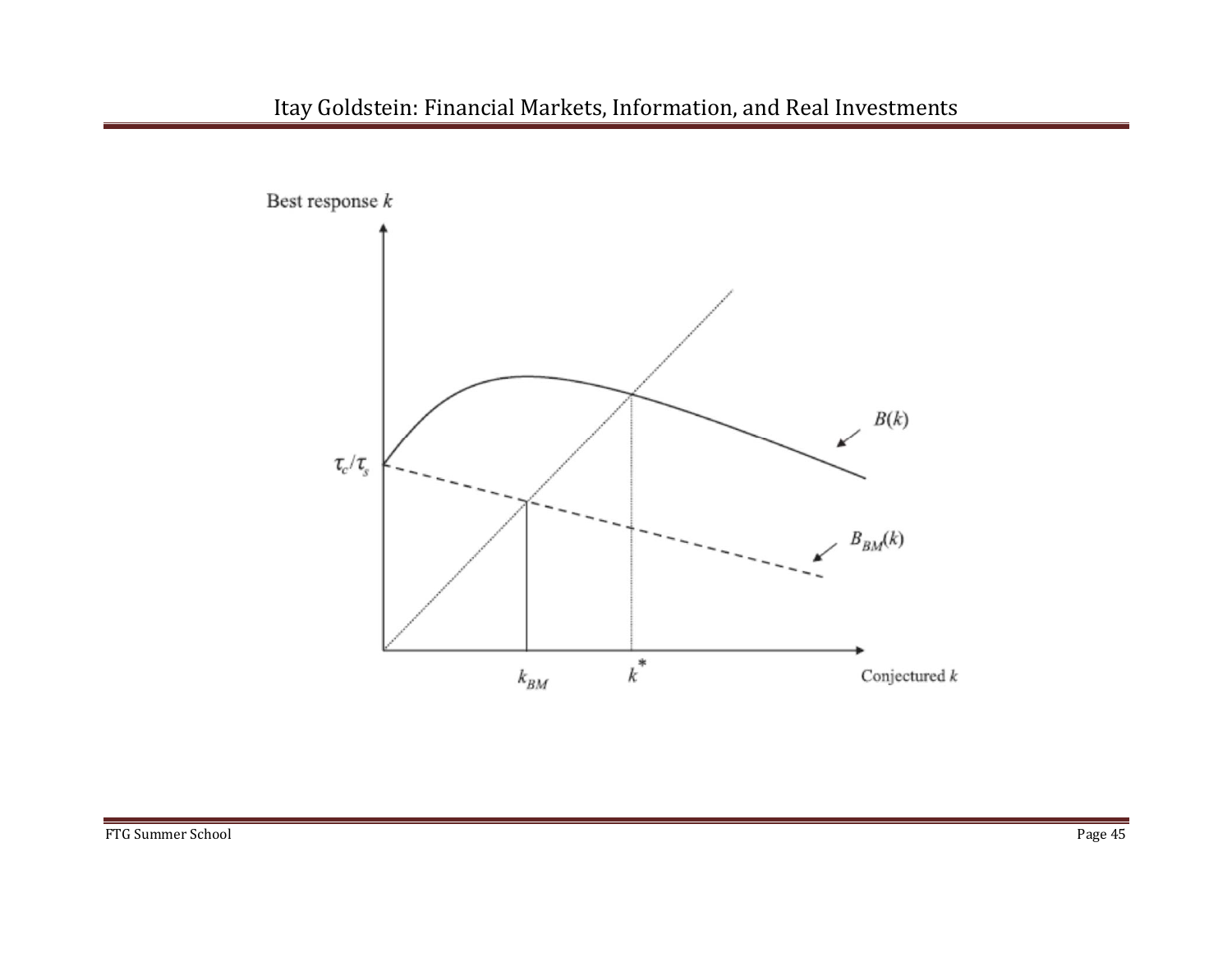Best response $k$

$\tau_c/\tau_s$

$B(k)$

$B_{BM}(k)$

$k_{BM}$ $\quad$ $k^*$ $\quad$ Conjectured $k$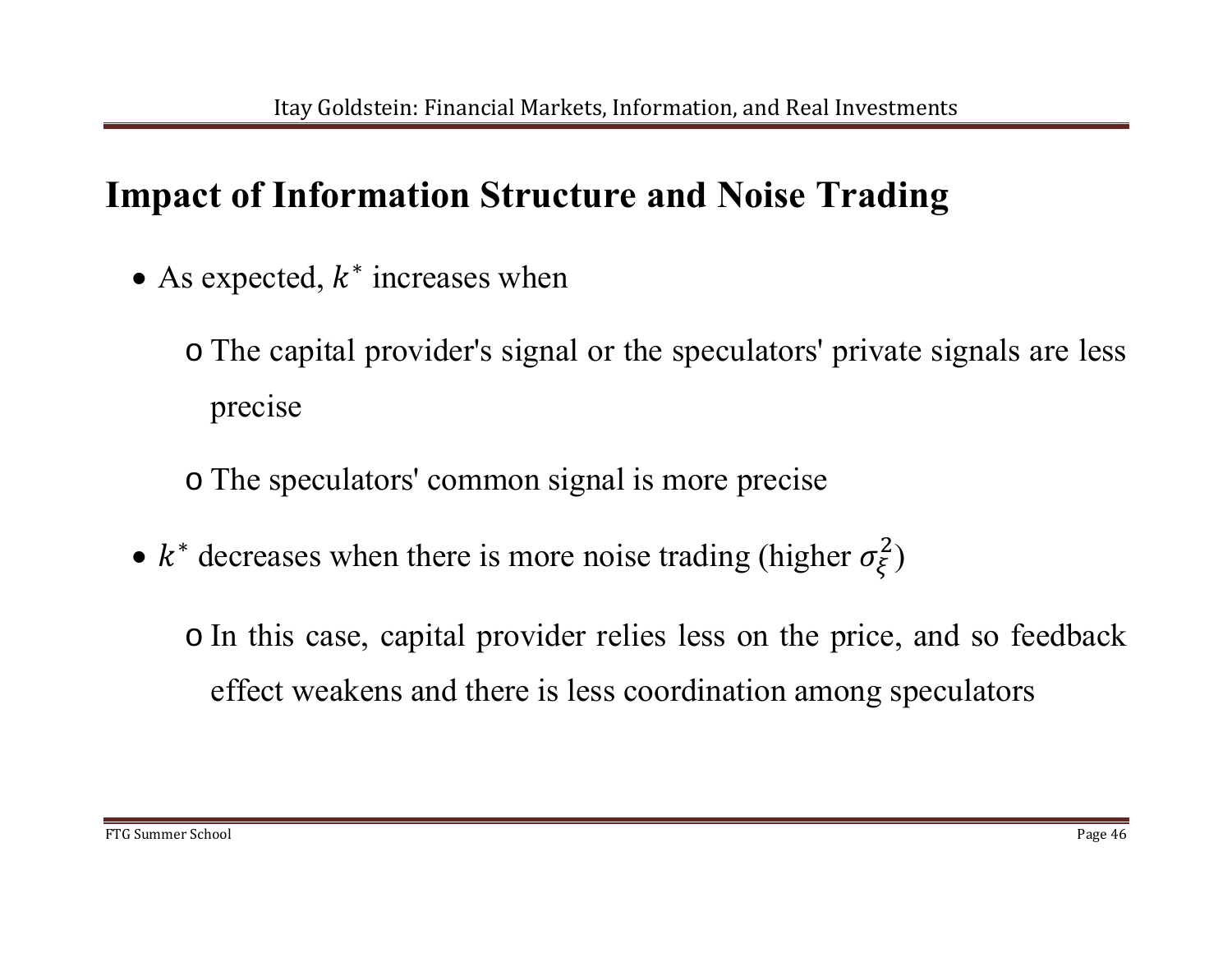## Impact of Information Structure and Noise Trading

- As expected, $k^*$ increases when
  - The capital provider's signal or the speculators' private signals are less precise
  - The speculators' common signal is more precise
- $k^*$ decreases when there is more noise trading (higher $\sigma_\xi^2$)
  - In this case, capital provider relies less on the price, and so feedback effect weakens and there is less coordination among speculators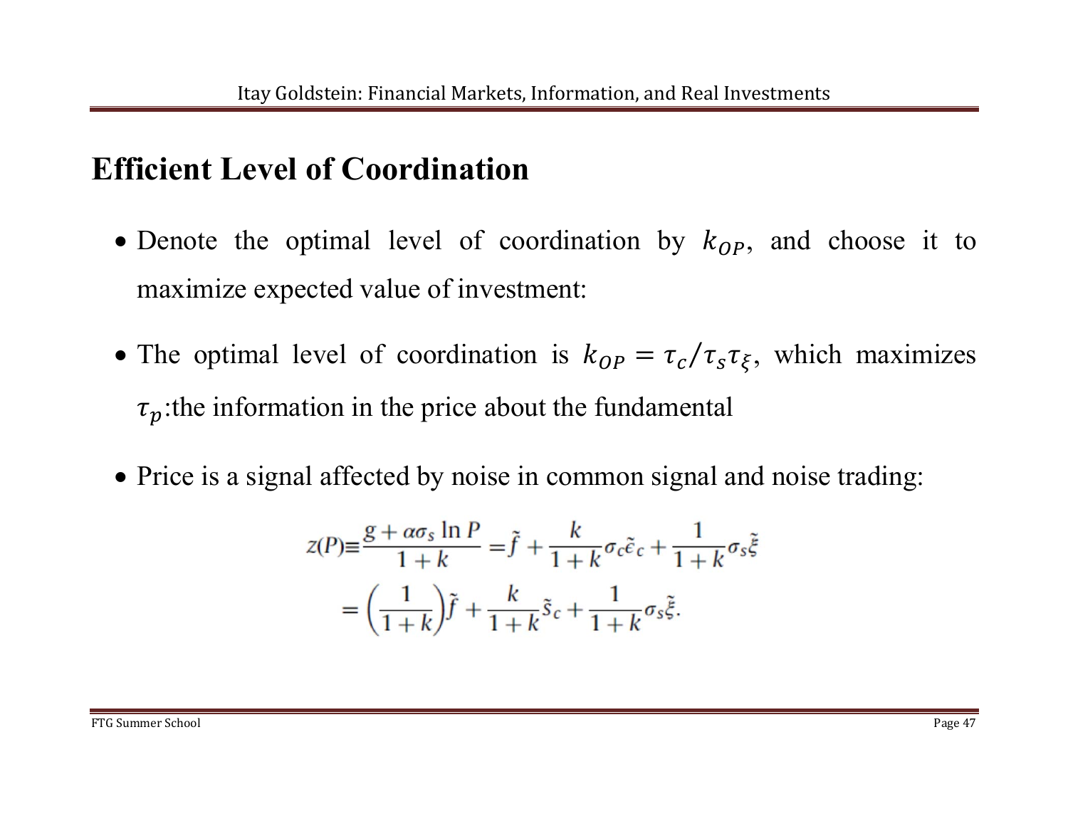# Efficient Level of Coordination

- Denote the optimal level of coordination by $k_{OP}$, and choose it to maximize expected value of investment:

- The optimal level of coordination is $k_{OP} = \tau_c / \tau_s \tau_\xi$, which maximizes $\tau_p$:the information in the price about the fundamental

- Price is a signal affected by noise in common signal and noise trading:

$$
\begin{aligned}
z(P) \equiv \frac{g + \alpha \sigma_s \ln P}{1+k} &= \tilde{f} + \frac{k}{1+k} \sigma_c \tilde{\epsilon}_c + \frac{1}{1+k} \sigma_s \tilde{\xi} \\
&= \left( \frac{1}{1+k} \right) \tilde{f} + \frac{k}{1+k} \tilde{s}_c + \frac{1}{1+k} \sigma_s \tilde{\xi}.
\end{aligned}
$$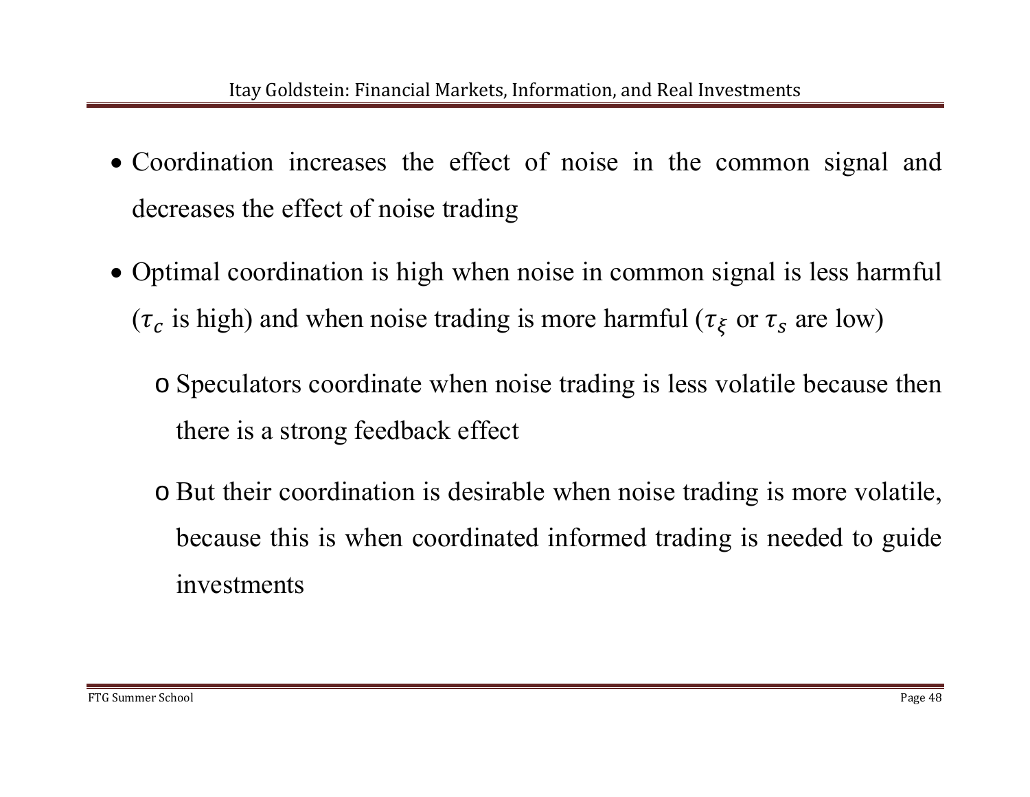- Coordination increases the effect of noise in the common signal and decreases the effect of noise trading
- Optimal coordination is high when noise in common signal is less harmful ($\tau_c$ is high) and when noise trading is more harmful ($\tau_\xi$ or $\tau_s$ are low)
    - Speculators coordinate when noise trading is less volatile because then there is a strong feedback effect
    - But their coordination is desirable when noise trading is more volatile, because this is when coordinated informed trading is needed to guide investments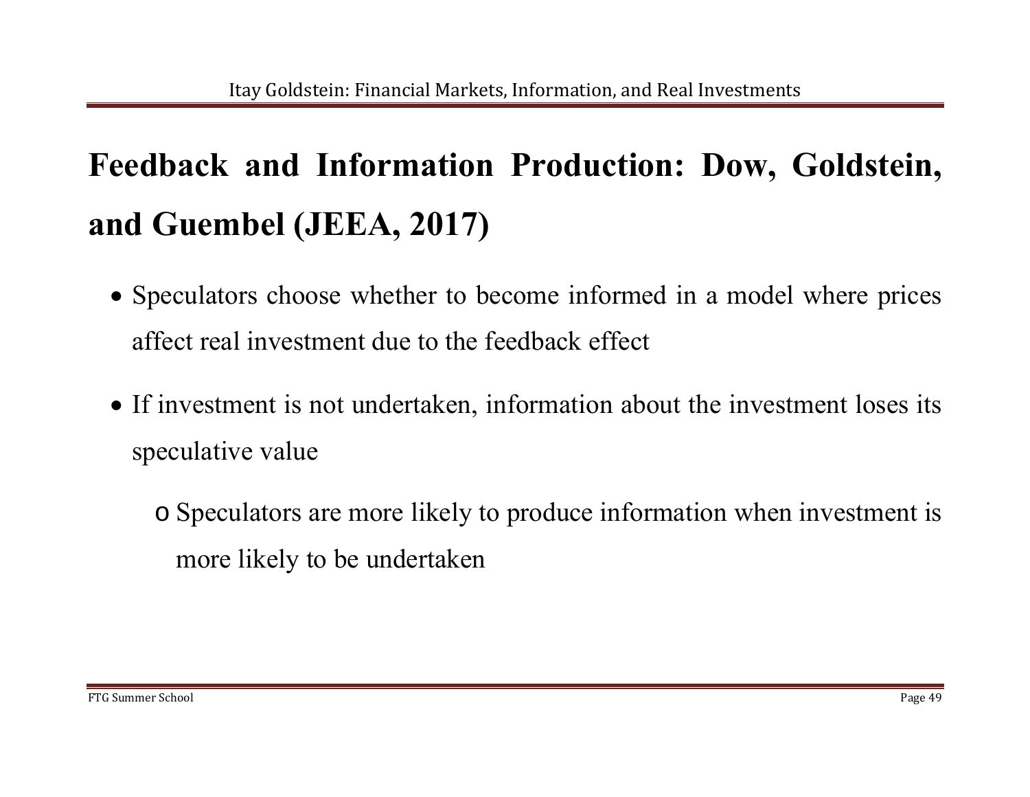# Feedback and Information Production: Dow, Goldstein, and Guembel (JEEA, 2017)

- Speculators choose whether to become informed in a model where prices affect real investment due to the feedback effect
- If investment is not undertaken, information about the investment loses its speculative value
  - Speculators are more likely to produce information when investment is more likely to be undertaken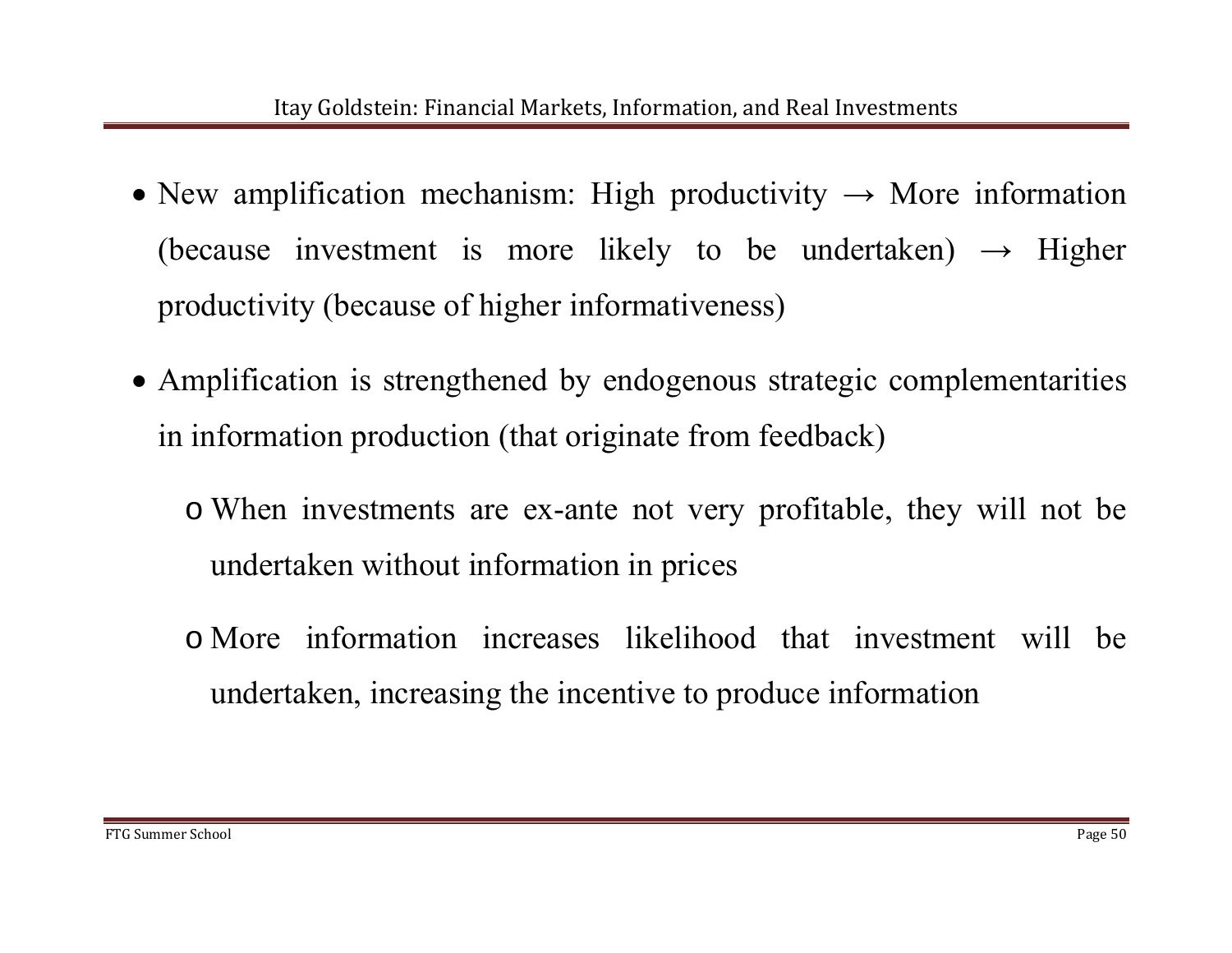- New amplification mechanism: High productivity → More information (because investment is more likely to be undertaken) → Higher productivity (because of higher informativeness)

- Amplification is strengthened by endogenous strategic complementarities in information production (that originate from feedback)

  - When investments are ex-ante not very profitable, they will not be undertaken without information in prices

  - More information increases likelihood that investment will be undertaken, increasing the incentive to produce information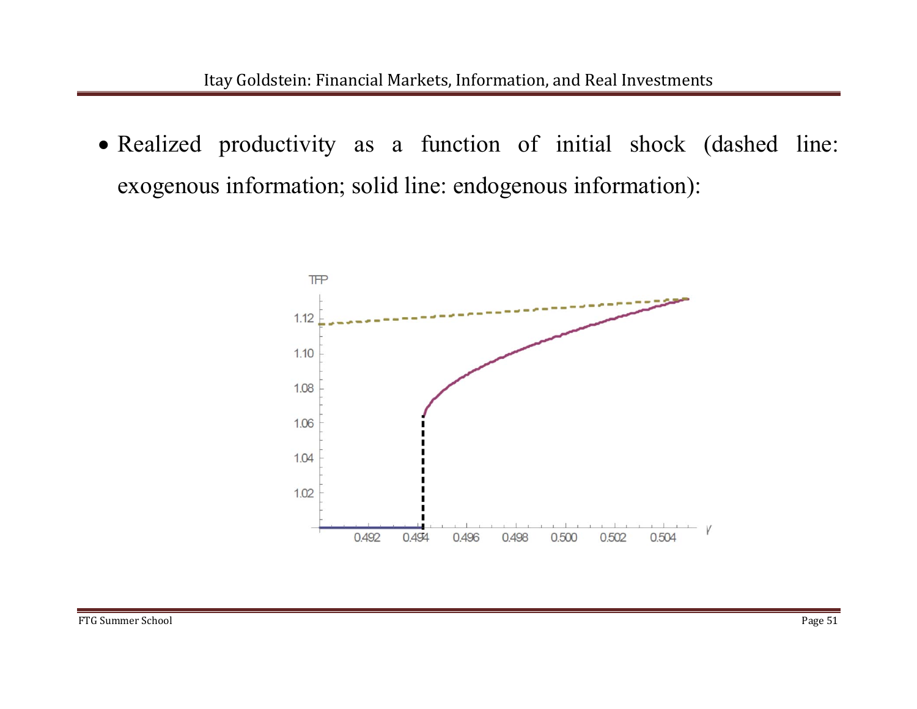- Realized productivity as a function of initial shock (dashed line: exogenous information; solid line: endogenous information):

TFP

1.12

1.10

1.08

1.06

1.04

1.02

0.492 0.494 0.496 0.498 0.500 0.502 0.504

$\gamma$